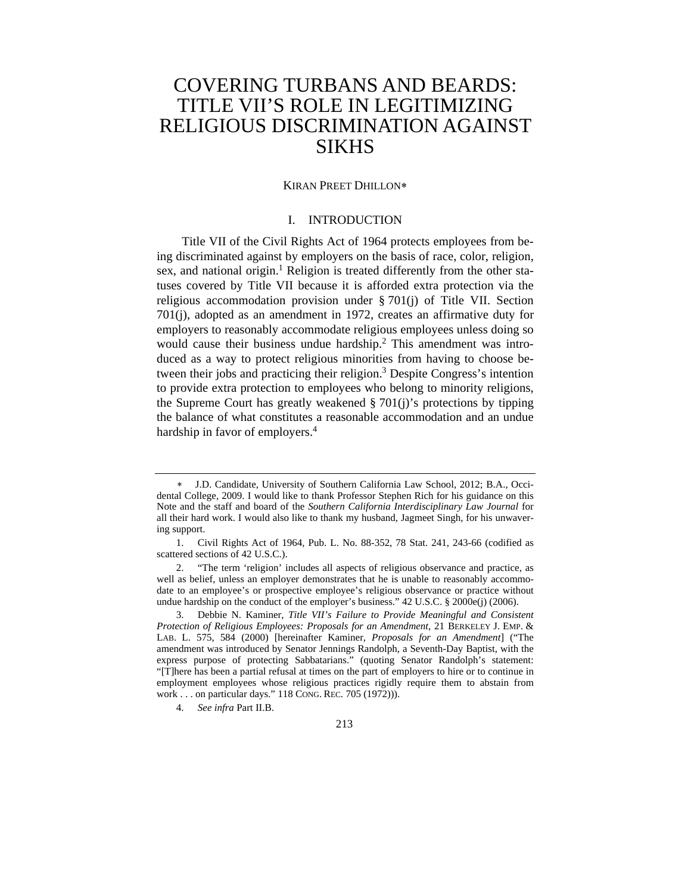# COVERING TURBANS AND BEARDS: TITLE VII'S ROLE IN LEGITIMIZING RELIGIOUS DISCRIMINATION AGAINST SIKHS

KIRAN PREET DHILLON*

## I. INTRODUCTION

Title VII of the Civil Rights Act of 1964 protects employees from being discriminated against by employers on the basis of race, color, religion, sex, and national origin.[1] Religion is treated differently from the other statuses covered by Title VII because it is afforded extra protection via the religious accommodation provision under § 701(j) of Title VII. Section 701(j), adopted as an amendment in 1972, creates an affirmative duty for employers to reasonably accommodate religious employees unless doing so would cause their business undue hardship.[2] This amendment was introduced as a way to protect religious minorities from having to choose between their jobs and practicing their religion.[3] Despite Congress's intention to provide extra protection to employees who belong to minority religions, the Supreme Court has greatly weakened § 701(j)'s protections by tipping the balance of what constitutes a reasonable accommodation and an undue hardship in favor of employers.[4]

---

* J.D. Candidate, University of Southern California Law School, 2012; B.A., Occidental College, 2009. I would like to thank Professor Stephen Rich for his guidance on this Note and the staff and board of the *Southern California Interdisciplinary Law Journal* for all their hard work. I would also like to thank my husband, Jagmeet Singh, for his unwavering support.

1. Civil Rights Act of 1964, Pub. L. No. 88-352, 78 Stat. 241, 243-66 (codified as scattered sections of 42 U.S.C.).

2. "The term 'religion' includes all aspects of religious observance and practice, as well as belief, unless an employer demonstrates that he is unable to reasonably accommodate to an employee's or prospective employee's religious observance or practice without undue hardship on the conduct of the employer's business." 42 U.S.C. § 2000e(j) (2006).

3. Debbie N. Kaminer, *Title VII's Failure to Provide Meaningful and Consistent Protection of Religious Employees: Proposals for an Amendment*, 21 BERKELEY J. EMP. & LAB. L. 575, 584 (2000) [hereinafter Kaminer, *Proposals for an Amendment*] ("The amendment was introduced by Senator Jennings Randolph, a Seventh-Day Baptist, with the express purpose of protecting Sabbatarians." (quoting Senator Randolph's statement: "[T]here has been a partial refusal at times on the part of employers to hire or to continue in employment employees whose religious practices rigidly require them to abstain from work . . . on particular days." 118 CONG. REC. 705 (1972))).

4. *See infra* Part II.B.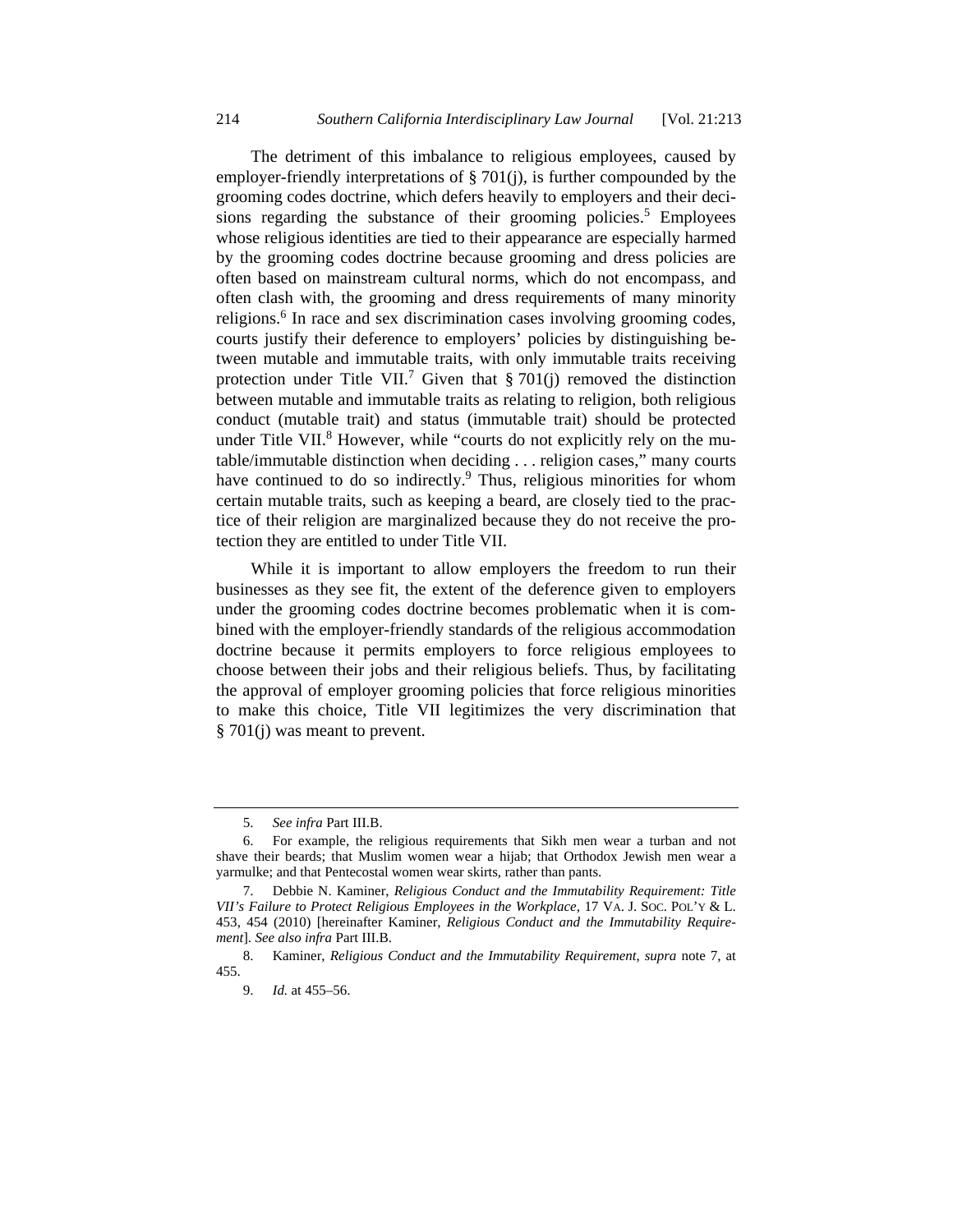The detriment of this imbalance to religious employees, caused by employer-friendly interpretations of § 701(j), is further compounded by the grooming codes doctrine, which defers heavily to employers and their decisions regarding the substance of their grooming policies.[5] Employees whose religious identities are tied to their appearance are especially harmed by the grooming codes doctrine because grooming and dress policies are often based on mainstream cultural norms, which do not encompass, and often clash with, the grooming and dress requirements of many minority religions.[6] In race and sex discrimination cases involving grooming codes, courts justify their deference to employers' policies by distinguishing between mutable and immutable traits, with only immutable traits receiving protection under Title VII.[7] Given that § 701(j) removed the distinction between mutable and immutable traits as relating to religion, both religious conduct (mutable trait) and status (immutable trait) should be protected under Title VII.[8] However, while "courts do not explicitly rely on the mutable/immutable distinction when deciding . . . religion cases," many courts have continued to do so indirectly.[9] Thus, religious minorities for whom certain mutable traits, such as keeping a beard, are closely tied to the practice of their religion are marginalized because they do not receive the protection they are entitled to under Title VII.

While it is important to allow employers the freedom to run their businesses as they see fit, the extent of the deference given to employers under the grooming codes doctrine becomes problematic when it is combined with the employer-friendly standards of the religious accommodation doctrine because it permits employers to force religious employees to choose between their jobs and their religious beliefs. Thus, by facilitating the approval of employer grooming policies that force religious minorities to make this choice, Title VII legitimizes the very discrimination that § 701(j) was meant to prevent.

---

5. *See infra* Part III.B.

6. For example, the religious requirements that Sikh men wear a turban and not shave their beards; that Muslim women wear a hijab; that Orthodox Jewish men wear a yarmulke; and that Pentecostal women wear skirts, rather than pants.

7. Debbie N. Kaminer, *Religious Conduct and the Immutability Requirement: Title VII's Failure to Protect Religious Employees in the Workplace*, 17 VA. J. SOC. POL'Y & L. 453, 454 (2010) [hereinafter Kaminer, *Religious Conduct and the Immutability Requirement*]. *See also infra* Part III.B.

8. Kaminer, *Religious Conduct and the Immutability Requirement*, *supra* note 7, at 455.

9. *Id.* at 455–56.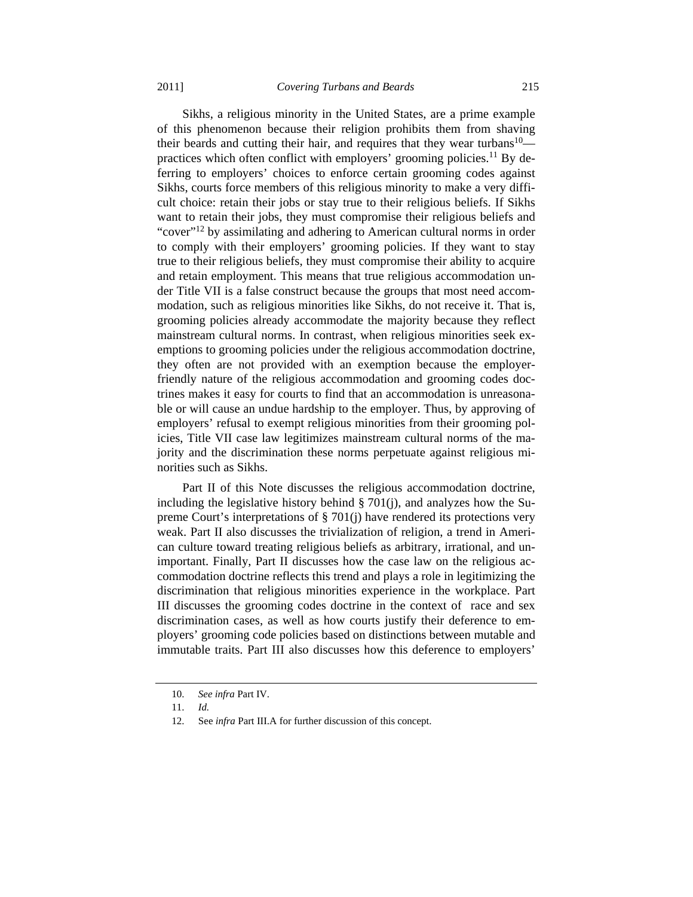Sikhs, a religious minority in the United States, are a prime example of this phenomenon because their religion prohibits them from shaving their beards and cutting their hair, and requires that they wear turbans[10]—practices which often conflict with employers' grooming policies.[11] By deferring to employers' choices to enforce certain grooming codes against Sikhs, courts force members of this religious minority to make a very difficult choice: retain their jobs or stay true to their religious beliefs. If Sikhs want to retain their jobs, they must compromise their religious beliefs and "cover"[12] by assimilating and adhering to American cultural norms in order to comply with their employers' grooming policies. If they want to stay true to their religious beliefs, they must compromise their ability to acquire and retain employment. This means that true religious accommodation under Title VII is a false construct because the groups that most need accommodation, such as religious minorities like Sikhs, do not receive it. That is, grooming policies already accommodate the majority because they reflect mainstream cultural norms. In contrast, when religious minorities seek exemptions to grooming policies under the religious accommodation doctrine, they often are not provided with an exemption because the employer-friendly nature of the religious accommodation and grooming codes doctrines makes it easy for courts to find that an accommodation is unreasonable or will cause an undue hardship to the employer. Thus, by approving of employers' refusal to exempt religious minorities from their grooming policies, Title VII case law legitimizes mainstream cultural norms of the majority and the discrimination these norms perpetuate against religious minorities such as Sikhs.

Part II of this Note discusses the religious accommodation doctrine, including the legislative history behind § 701(j), and analyzes how the Supreme Court's interpretations of § 701(j) have rendered its protections very weak. Part II also discusses the trivialization of religion, a trend in American culture toward treating religious beliefs as arbitrary, irrational, and unimportant. Finally, Part II discusses how the case law on the religious accommodation doctrine reflects this trend and plays a role in legitimizing the discrimination that religious minorities experience in the workplace. Part III discusses the grooming codes doctrine in the context of race and sex discrimination cases, as well as how courts justify their deference to employers' grooming code policies based on distinctions between mutable and immutable traits. Part III also discusses how this deference to employers'

---

10. *See infra* Part IV.

11. *Id.*

12. See *infra* Part III.A for further discussion of this concept.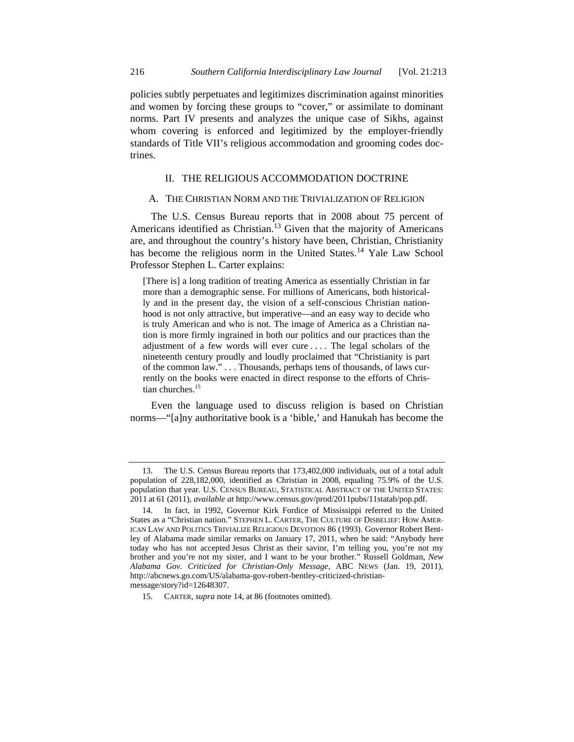policies subtly perpetuates and legitimizes discrimination against minorities and women by forcing these groups to "cover," or assimilate to dominant norms. Part IV presents and analyzes the unique case of Sikhs, against whom covering is enforced and legitimized by the employer-friendly standards of Title VII's religious accommodation and grooming codes doctrines.

## II. THE RELIGIOUS ACCOMMODATION DOCTRINE

### A. THE CHRISTIAN NORM AND THE TRIVIALIZATION OF RELIGION

The U.S. Census Bureau reports that in 2008 about 75 percent of Americans identified as Christian.[13] Given that the majority of Americans are, and throughout the country's history have been, Christian, Christianity has become the religious norm in the United States.[14] Yale Law School Professor Stephen L. Carter explains:

> [There is] a long tradition of treating America as essentially Christian in far more than a demographic sense. For millions of Americans, both historically and in the present day, the vision of a self-conscious Christian nationhood is not only attractive, but imperative—and an easy way to decide who is truly American and who is not. The image of America as a Christian nation is more firmly ingrained in both our politics and our practices than the adjustment of a few words will ever cure . . . . The legal scholars of the nineteenth century proudly and loudly proclaimed that "Christianity is part of the common law." . . . Thousands, perhaps tens of thousands, of laws currently on the books were enacted in direct response to the efforts of Christian churches.[15]

Even the language used to discuss religion is based on Christian norms—"[a]ny authoritative book is a 'bible,' and Hanukah has become the

---

13. The U.S. Census Bureau reports that 173,402,000 individuals, out of a total adult population of 228,182,000, identified as Christian in 2008, equaling 75.9% of the U.S. population that year. U.S. CENSUS BUREAU, STATISTICAL ABSTRACT OF THE UNITED STATES: 2011 at 61 (2011), *available at* http://www.census.gov/prod/2011pubs/11statab/pop.pdf.

14. In fact, in 1992, Governor Kirk Fordice of Mississippi referred to the United States as a "Christian nation." STEPHEN L. CARTER, THE CULTURE OF DISBELIEF: HOW AMERICAN LAW AND POLITICS TRIVIALIZE RELIGIOUS DEVOTION 86 (1993). Governor Robert Bentley of Alabama made similar remarks on January 17, 2011, when he said: "Anybody here today who has not accepted Jesus Christ as their savior, I'm telling you, you're not my brother and you're not my sister, and I want to be your brother." Russell Goldman, *New Alabama Gov. Criticized for Christian-Only Message*, ABC NEWS (Jan. 19, 2011), http://abcnews.go.com/US/alabama-gov-robert-bentley-criticized-christian-message/story?id=12648307.

15. CARTER, *supra* note 14, at 86 (footnotes omitted).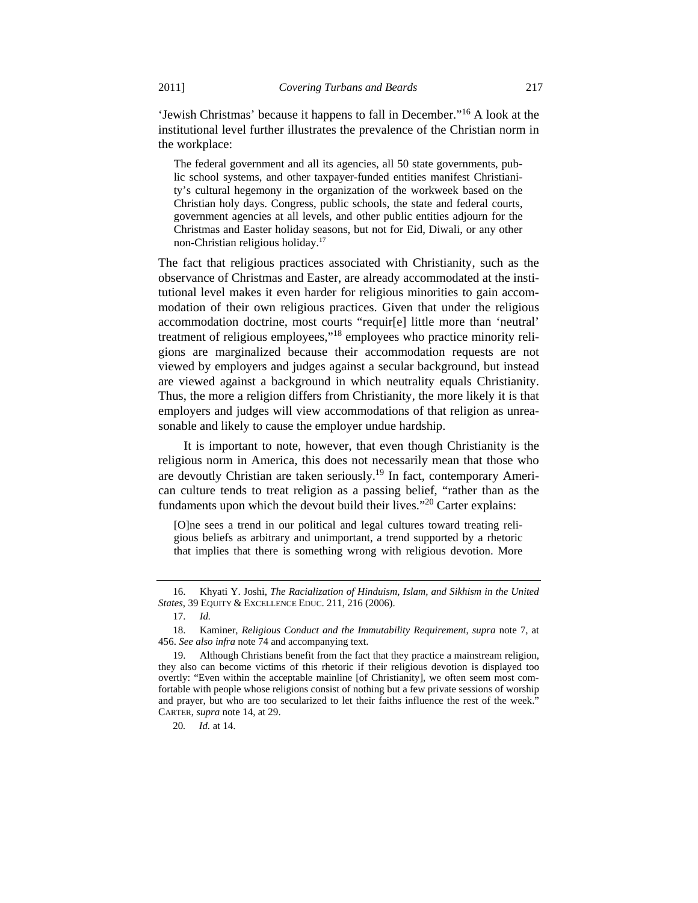'Jewish Christmas' because it happens to fall in December."[16] A look at the institutional level further illustrates the prevalence of the Christian norm in the workplace:

> The federal government and all its agencies, all 50 state governments, public school systems, and other taxpayer-funded entities manifest Christianity's cultural hegemony in the organization of the workweek based on the Christian holy days. Congress, public schools, the state and federal courts, government agencies at all levels, and other public entities adjourn for the Christmas and Easter holiday seasons, but not for Eid, Diwali, or any other non-Christian religious holiday.[17]

The fact that religious practices associated with Christianity, such as the observance of Christmas and Easter, are already accommodated at the institutional level makes it even harder for religious minorities to gain accommodation of their own religious practices. Given that under the religious accommodation doctrine, most courts "requir[e] little more than 'neutral' treatment of religious employees,"[18] employees who practice minority religions are marginalized because their accommodation requests are not viewed by employers and judges against a secular background, but instead are viewed against a background in which neutrality equals Christianity. Thus, the more a religion differs from Christianity, the more likely it is that employers and judges will view accommodations of that religion as unreasonable and likely to cause the employer undue hardship.

It is important to note, however, that even though Christianity is the religious norm in America, this does not necessarily mean that those who are devoutly Christian are taken seriously.[19] In fact, contemporary American culture tends to treat religion as a passing belief, "rather than as the fundaments upon which the devout build their lives."[20] Carter explains:

> [O]ne sees a trend in our political and legal cultures toward treating religious beliefs as arbitrary and unimportant, a trend supported by a rhetoric that implies that there is something wrong with religious devotion. More

---

16. Khyati Y. Joshi, *The Racialization of Hinduism, Islam, and Sikhism in the United States*, 39 EQUITY & EXCELLENCE EDUC. 211, 216 (2006).

17. *Id.*

18. Kaminer, *Religious Conduct and the Immutability Requirement*, *supra* note 7, at 456. *See also infra* note 74 and accompanying text.

19. Although Christians benefit from the fact that they practice a mainstream religion, they also can become victims of this rhetoric if their religious devotion is displayed too overtly: "Even within the acceptable mainline [of Christianity], we often seem most comfortable with people whose religions consist of nothing but a few private sessions of worship and prayer, but who are too secularized to let their faiths influence the rest of the week." CARTER, *supra* note 14, at 29.

20. *Id.* at 14.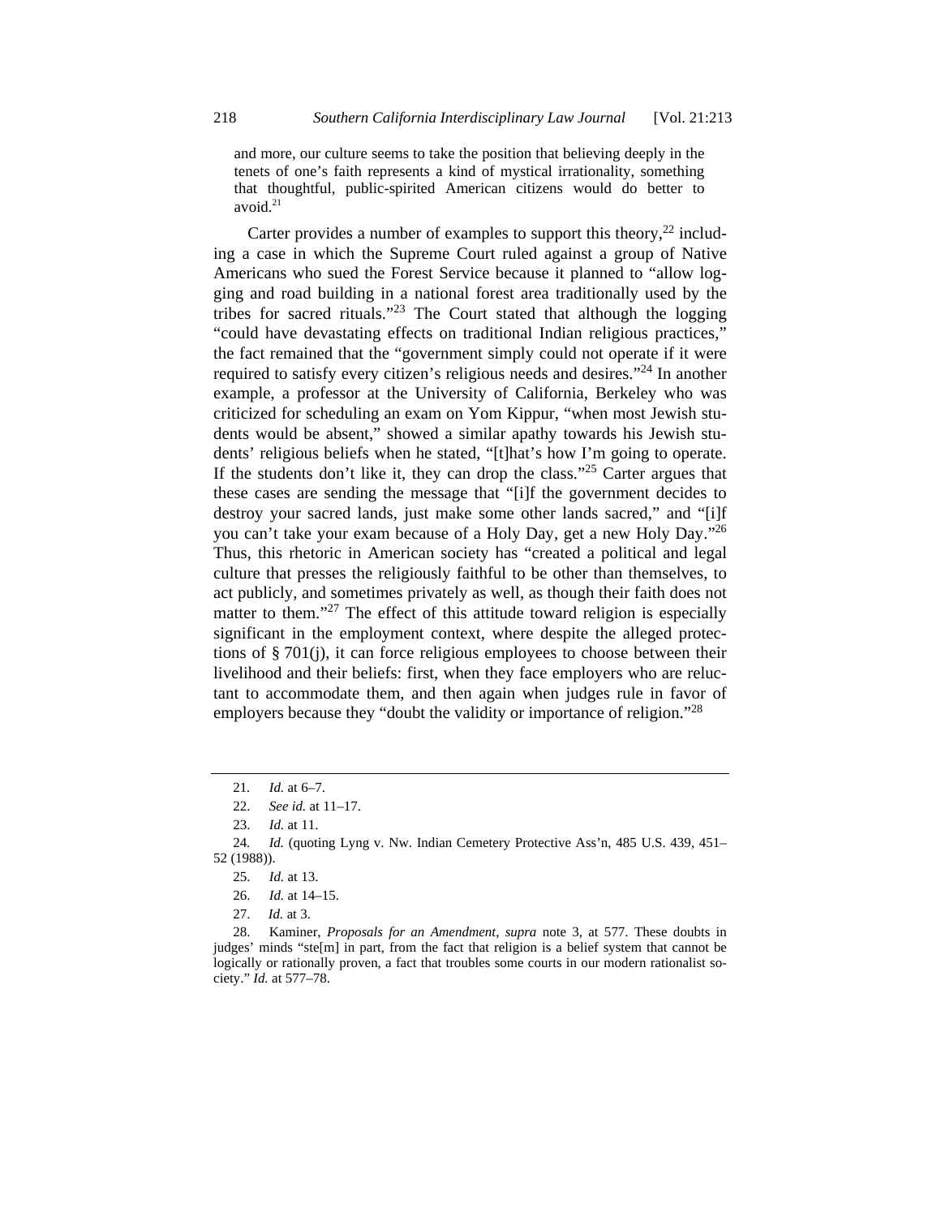and more, our culture seems to take the position that believing deeply in the tenets of one's faith represents a kind of mystical irrationality, something that thoughtful, public-spirited American citizens would do better to avoid.[21]

Carter provides a number of examples to support this theory,[22] including a case in which the Supreme Court ruled against a group of Native Americans who sued the Forest Service because it planned to "allow logging and road building in a national forest area traditionally used by the tribes for sacred rituals."[23] The Court stated that although the logging "could have devastating effects on traditional Indian religious practices," the fact remained that the "government simply could not operate if it were required to satisfy every citizen's religious needs and desires."[24] In another example, a professor at the University of California, Berkeley who was criticized for scheduling an exam on Yom Kippur, "when most Jewish students would be absent," showed a similar apathy towards his Jewish students' religious beliefs when he stated, "[t]hat's how I'm going to operate. If the students don't like it, they can drop the class."[25] Carter argues that these cases are sending the message that "[i]f the government decides to destroy your sacred lands, just make some other lands sacred," and "[i]f you can't take your exam because of a Holy Day, get a new Holy Day."[26] Thus, this rhetoric in American society has "created a political and legal culture that presses the religiously faithful to be other than themselves, to act publicly, and sometimes privately as well, as though their faith does not matter to them."[27] The effect of this attitude toward religion is especially significant in the employment context, where despite the alleged protections of § 701(j), it can force religious employees to choose between their livelihood and their beliefs: first, when they face employers who are reluctant to accommodate them, and then again when judges rule in favor of employers because they "doubt the validity or importance of religion."[28]

---

21. *Id.* at 6–7.

22. *See id.* at 11–17.

23. *Id.* at 11.

24. *Id.* (quoting Lyng v. Nw. Indian Cemetery Protective Ass'n, 485 U.S. 439, 451–52 (1988)).

25. *Id.* at 13.

26. *Id.* at 14–15.

27. *Id.* at 3.

28. Kaminer, *Proposals for an Amendment*, *supra* note 3, at 577. These doubts in judges' minds "ste[m] in part, from the fact that religion is a belief system that cannot be logically or rationally proven, a fact that troubles some courts in our modern rationalist society." *Id.* at 577–78.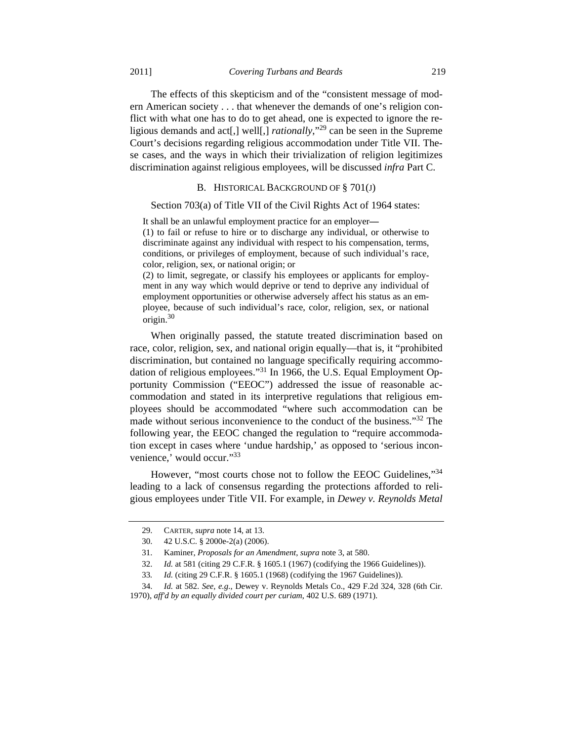The effects of this skepticism and of the "consistent message of modern American society . . . that whenever the demands of one's religion conflict with what one has to do to get ahead, one is expected to ignore the religious demands and act[,] well[,] *rationally*,"[29] can be seen in the Supreme Court's decisions regarding religious accommodation under Title VII. These cases, and the ways in which their trivialization of religion legitimizes discrimination against religious employees, will be discussed *infra* Part C.

### B. Historical Background of § 701(j)

Section 703(a) of Title VII of the Civil Rights Act of 1964 states:

> It shall be an unlawful employment practice for an employer—
> (1) to fail or refuse to hire or to discharge any individual, or otherwise to discriminate against any individual with respect to his compensation, terms, conditions, or privileges of employment, because of such individual's race, color, religion, sex, or national origin; or
> (2) to limit, segregate, or classify his employees or applicants for employment in any way which would deprive or tend to deprive any individual of employment opportunities or otherwise adversely affect his status as an employee, because of such individual's race, color, religion, sex, or national origin.[30]

When originally passed, the statute treated discrimination based on race, color, religion, sex, and national origin equally—that is, it "prohibited discrimination, but contained no language specifically requiring accommodation of religious employees."[31] In 1966, the U.S. Equal Employment Opportunity Commission ("EEOC") addressed the issue of reasonable accommodation and stated in its interpretive regulations that religious employees should be accommodated "where such accommodation can be made without serious inconvenience to the conduct of the business."[32] The following year, the EEOC changed the regulation to "require accommodation except in cases where 'undue hardship,' as opposed to 'serious inconvenience,' would occur."[33]

However, "most courts chose not to follow the EEOC Guidelines,"[34] leading to a lack of consensus regarding the protections afforded to religious employees under Title VII. For example, in *Dewey v. Reynolds Metal*

---

29. Carter, *supra* note 14, at 13.

30. 42 U.S.C. § 2000e-2(a) (2006).

31. Kaminer, *Proposals for an Amendment*, *supra* note 3, at 580.

32. *Id.* at 581 (citing 29 C.F.R. § 1605.1 (1967) (codifying the 1966 Guidelines)).

33. *Id.* (citing 29 C.F.R. § 1605.1 (1968) (codifying the 1967 Guidelines)).

34. *Id.* at 582. *See, e.g.*, Dewey v. Reynolds Metals Co., 429 F.2d 324, 328 (6th Cir. 1970), *aff'd by an equally divided court per curiam*, 402 U.S. 689 (1971).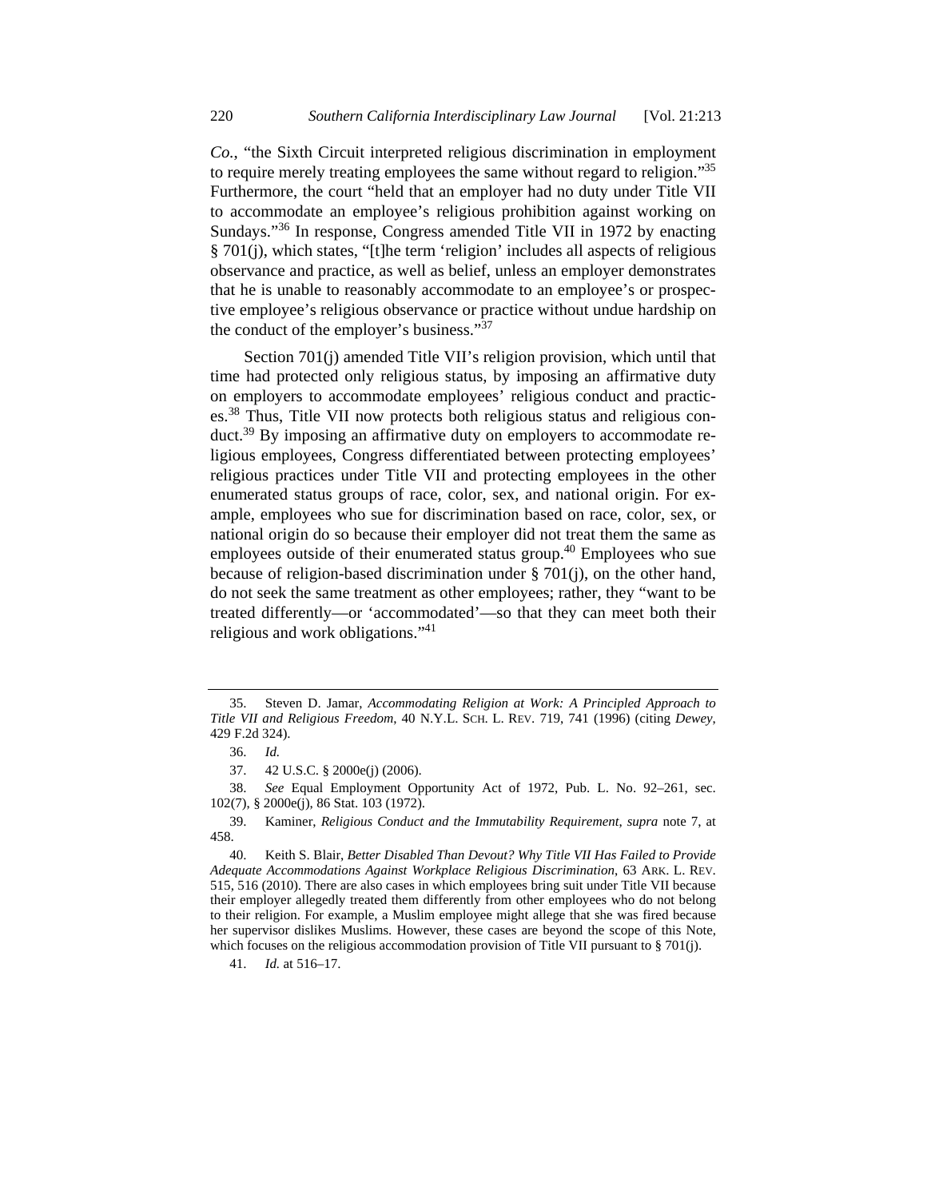*Co.*, "the Sixth Circuit interpreted religious discrimination in employment to require merely treating employees the same without regard to religion."[35] Furthermore, the court "held that an employer had no duty under Title VII to accommodate an employee's religious prohibition against working on Sundays."[36] In response, Congress amended Title VII in 1972 by enacting § 701(j), which states, "[t]he term 'religion' includes all aspects of religious observance and practice, as well as belief, unless an employer demonstrates that he is unable to reasonably accommodate to an employee's or prospective employee's religious observance or practice without undue hardship on the conduct of the employer's business."[37]

Section 701(j) amended Title VII's religion provision, which until that time had protected only religious status, by imposing an affirmative duty on employers to accommodate employees' religious conduct and practices.[38] Thus, Title VII now protects both religious status and religious conduct.[39] By imposing an affirmative duty on employers to accommodate religious employees, Congress differentiated between protecting employees' religious practices under Title VII and protecting employees in the other enumerated status groups of race, color, sex, and national origin. For example, employees who sue for discrimination based on race, color, sex, or national origin do so because their employer did not treat them the same as employees outside of their enumerated status group.[40] Employees who sue because of religion-based discrimination under § 701(j), on the other hand, do not seek the same treatment as other employees; rather, they "want to be treated differently—or 'accommodated'—so that they can meet both their religious and work obligations."[41]

---

35. Steven D. Jamar, *Accommodating Religion at Work: A Principled Approach to Title VII and Religious Freedom*, 40 N.Y.L. SCH. L. REV. 719, 741 (1996) (citing *Dewey*, 429 F.2d 324).

36. *Id.*

37. 42 U.S.C. § 2000e(j) (2006).

38. *See* Equal Employment Opportunity Act of 1972, Pub. L. No. 92–261, sec. 102(7), § 2000e(j), 86 Stat. 103 (1972).

39. Kaminer, *Religious Conduct and the Immutability Requirement*, *supra* note 7, at 458.

40. Keith S. Blair, *Better Disabled Than Devout? Why Title VII Has Failed to Provide Adequate Accommodations Against Workplace Religious Discrimination*, 63 ARK. L. REV. 515, 516 (2010). There are also cases in which employees bring suit under Title VII because their employer allegedly treated them differently from other employees who do not belong to their religion. For example, a Muslim employee might allege that she was fired because her supervisor dislikes Muslims. However, these cases are beyond the scope of this Note, which focuses on the religious accommodation provision of Title VII pursuant to § 701(j).

41. *Id.* at 516–17.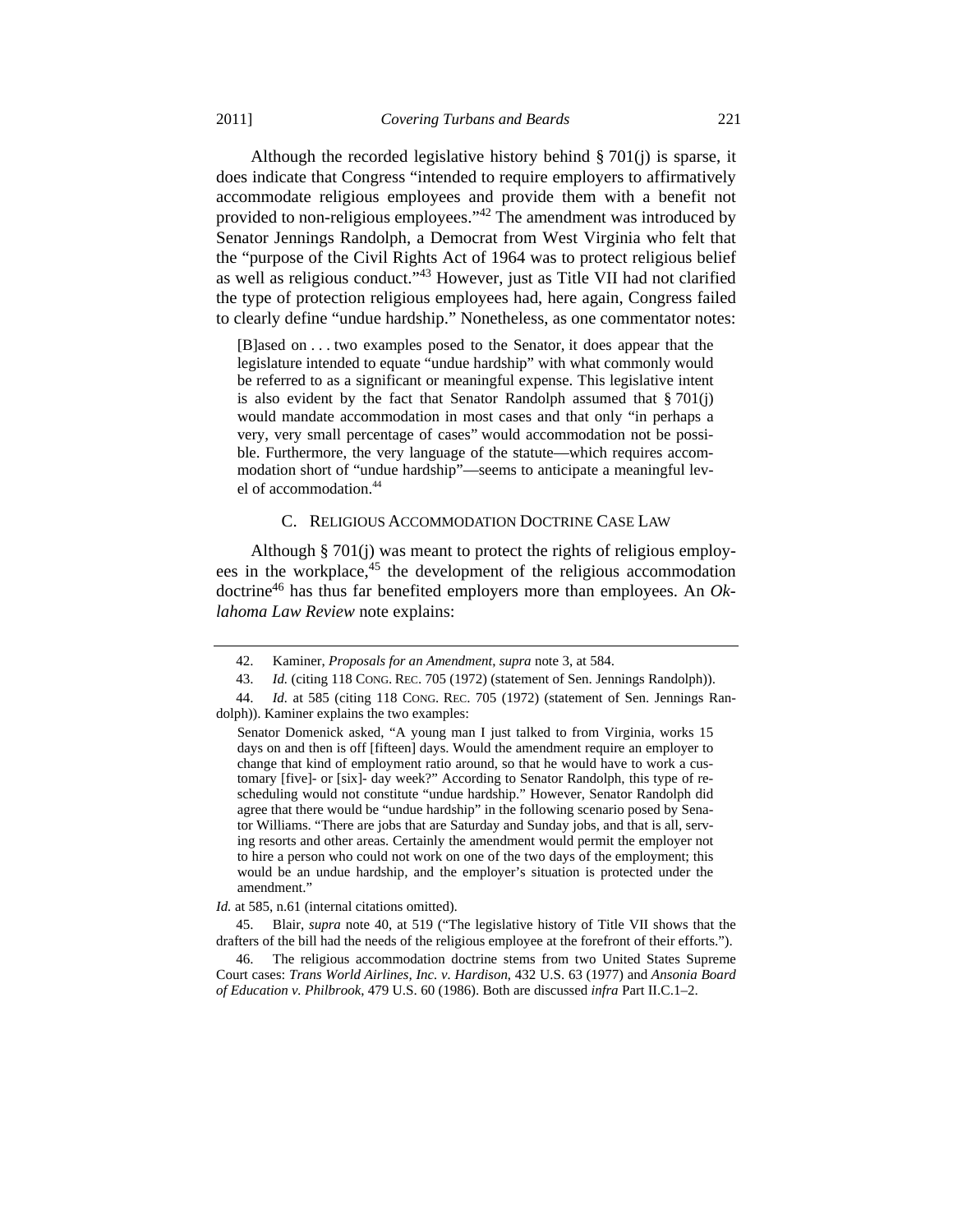Although the recorded legislative history behind § 701(j) is sparse, it does indicate that Congress "intended to require employers to affirmatively accommodate religious employees and provide them with a benefit not provided to non-religious employees."[42] The amendment was introduced by Senator Jennings Randolph, a Democrat from West Virginia who felt that the "purpose of the Civil Rights Act of 1964 was to protect religious belief as well as religious conduct."[43] However, just as Title VII had not clarified the type of protection religious employees had, here again, Congress failed to clearly define "undue hardship." Nonetheless, as one commentator notes:

> [B]ased on . . . two examples posed to the Senator, it does appear that the legislature intended to equate "undue hardship" with what commonly would be referred to as a significant or meaningful expense. This legislative intent is also evident by the fact that Senator Randolph assumed that § 701(j) would mandate accommodation in most cases and that only "in perhaps a very, very small percentage of cases" would accommodation not be possible. Furthermore, the very language of the statute—which requires accommodation short of "undue hardship"—seems to anticipate a meaningful level of accommodation.[44]

### C. Religious Accommodation Doctrine Case Law

Although § 701(j) was meant to protect the rights of religious employees in the workplace,[45] the development of the religious accommodation doctrine[46] has thus far benefited employers more than employees. An *Oklahoma Law Review* note explains:

---

42. Kaminer, *Proposals for an Amendment*, *supra* note 3, at 584.

43. *Id.* (citing 118 CONG. REC. 705 (1972) (statement of Sen. Jennings Randolph)).

44. *Id.* at 585 (citing 118 CONG. REC. 705 (1972) (statement of Sen. Jennings Randolph)). Kaminer explains the two examples:

> Senator Domenick asked, "A young man I just talked to from Virginia, works 15 days on and then is off [fifteen] days. Would the amendment require an employer to change that kind of employment ratio around, so that he would have to work a customary [five]- or [six]- day week?" According to Senator Randolph, this type of rescheduling would not constitute "undue hardship." However, Senator Randolph did agree that there would be "undue hardship" in the following scenario posed by Senator Williams. "There are jobs that are Saturday and Sunday jobs, and that is all, serving resorts and other areas. Certainly the amendment would permit the employer not to hire a person who could not work on one of the two days of the employment; this would be an undue hardship, and the employer's situation is protected under the amendment."

*Id.* at 585, n.61 (internal citations omitted).

45. Blair, *supra* note 40, at 519 ("The legislative history of Title VII shows that the drafters of the bill had the needs of the religious employee at the forefront of their efforts.").

46. The religious accommodation doctrine stems from two United States Supreme Court cases: *Trans World Airlines, Inc. v. Hardison*, 432 U.S. 63 (1977) and *Ansonia Board of Education v. Philbrook*, 479 U.S. 60 (1986). Both are discussed *infra* Part II.C.1–2.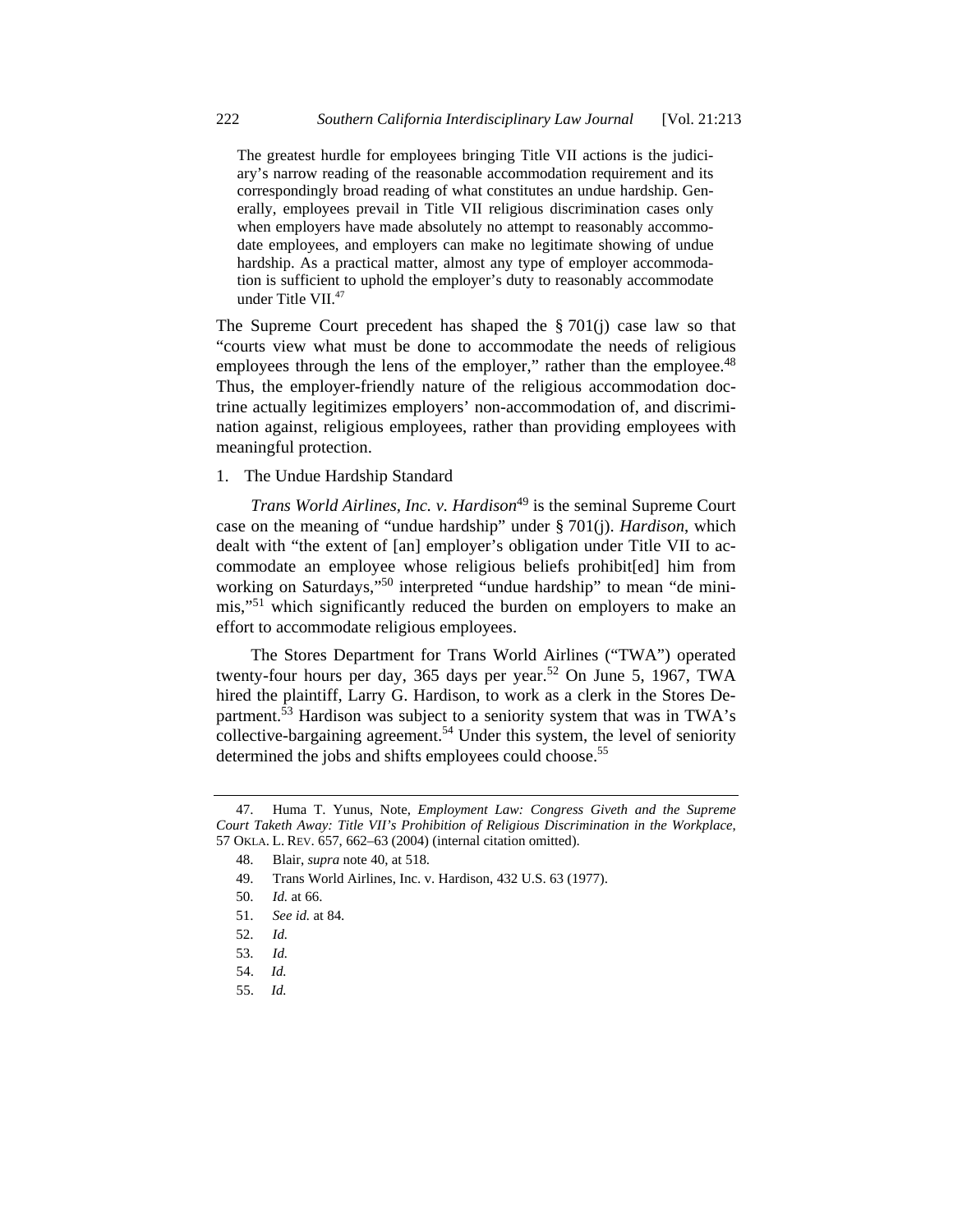> The greatest hurdle for employees bringing Title VII actions is the judiciary's narrow reading of the reasonable accommodation requirement and its correspondingly broad reading of what constitutes an undue hardship. Generally, employees prevail in Title VII religious discrimination cases only when employers have made absolutely no attempt to reasonably accommodate employees, and employers can make no legitimate showing of undue hardship. As a practical matter, almost any type of employer accommodation is sufficient to uphold the employer's duty to reasonably accommodate under Title VII.[47]

The Supreme Court precedent has shaped the § 701(j) case law so that "courts view what must be done to accommodate the needs of religious employees through the lens of the employer," rather than the employee.[48] Thus, the employer-friendly nature of the religious accommodation doctrine actually legitimizes employers' non-accommodation of, and discrimination against, religious employees, rather than providing employees with meaningful protection.

### 1. The Undue Hardship Standard

*Trans World Airlines, Inc. v. Hardison*[49] is the seminal Supreme Court case on the meaning of "undue hardship" under § 701(j). *Hardison*, which dealt with "the extent of [an] employer's obligation under Title VII to accommodate an employee whose religious beliefs prohibit[ed] him from working on Saturdays,"[50] interpreted "undue hardship" to mean "de minimis,"[51] which significantly reduced the burden on employers to make an effort to accommodate religious employees.

The Stores Department for Trans World Airlines ("TWA") operated twenty-four hours per day, 365 days per year.[52] On June 5, 1967, TWA hired the plaintiff, Larry G. Hardison, to work as a clerk in the Stores Department.[53] Hardison was subject to a seniority system that was in TWA's collective-bargaining agreement.[54] Under this system, the level of seniority determined the jobs and shifts employees could choose.[55]

---

47. Huma T. Yunus, Note, *Employment Law: Congress Giveth and the Supreme Court Taketh Away: Title VII's Prohibition of Religious Discrimination in the Workplace*, 57 OKLA. L. REV. 657, 662–63 (2004) (internal citation omitted).

48. Blair, *supra* note 40, at 518.

49. Trans World Airlines, Inc. v. Hardison, 432 U.S. 63 (1977).

50. *Id.* at 66.

51. *See id.* at 84.

52. *Id.*

53. *Id.*

54. *Id.*

55. *Id.*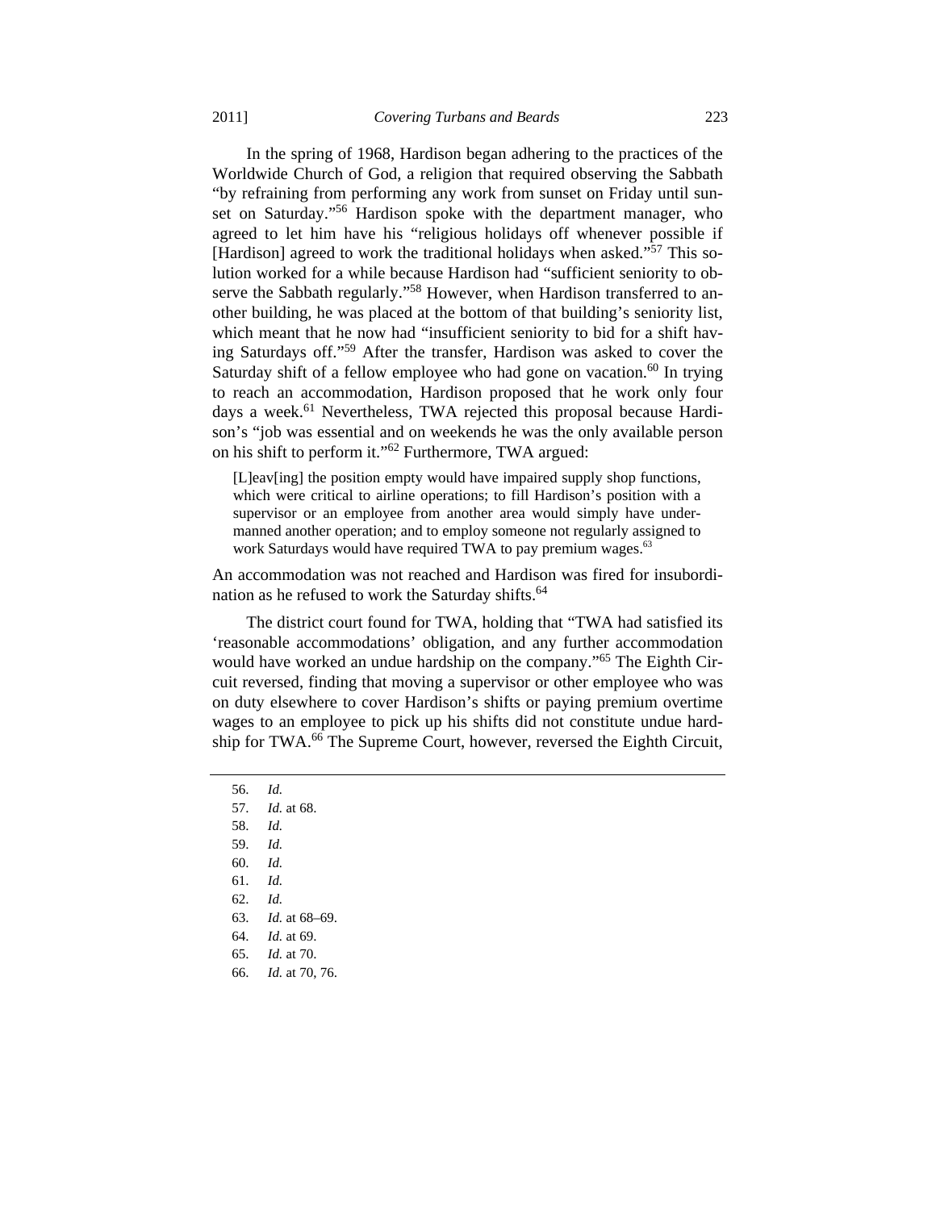In the spring of 1968, Hardison began adhering to the practices of the Worldwide Church of God, a religion that required observing the Sabbath "by refraining from performing any work from sunset on Friday until sunset on Saturday."[56] Hardison spoke with the department manager, who agreed to let him have his "religious holidays off whenever possible if [Hardison] agreed to work the traditional holidays when asked."[57] This solution worked for a while because Hardison had "sufficient seniority to observe the Sabbath regularly."[58] However, when Hardison transferred to another building, he was placed at the bottom of that building's seniority list, which meant that he now had "insufficient seniority to bid for a shift having Saturdays off."[59] After the transfer, Hardison was asked to cover the Saturday shift of a fellow employee who had gone on vacation.[60] In trying to reach an accommodation, Hardison proposed that he work only four days a week.[61] Nevertheless, TWA rejected this proposal because Hardison's "job was essential and on weekends he was the only available person on his shift to perform it."[62] Furthermore, TWA argued:

> [L]eav[ing] the position empty would have impaired supply shop functions, which were critical to airline operations; to fill Hardison's position with a supervisor or an employee from another area would simply have undermanned another operation; and to employ someone not regularly assigned to work Saturdays would have required TWA to pay premium wages.[63]

An accommodation was not reached and Hardison was fired for insubordination as he refused to work the Saturday shifts.[64]

The district court found for TWA, holding that "TWA had satisfied its 'reasonable accommodations' obligation, and any further accommodation would have worked an undue hardship on the company."[65] The Eighth Circuit reversed, finding that moving a supervisor or other employee who was on duty elsewhere to cover Hardison's shifts or paying premium overtime wages to an employee to pick up his shifts did not constitute undue hardship for TWA.[66] The Supreme Court, however, reversed the Eighth Circuit,

---

56. *Id.*
57. *Id.* at 68.
58. *Id.*
59. *Id.*
60. *Id.*
61. *Id.*
62. *Id.*
63. *Id.* at 68–69.
64. *Id.* at 69.
65. *Id.* at 70.
66. *Id.* at 70, 76.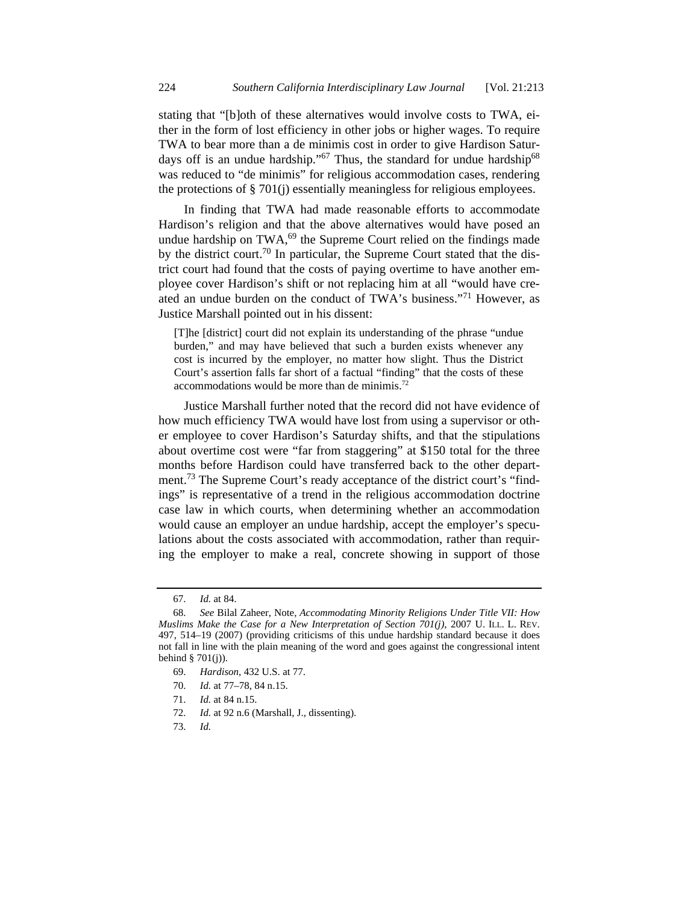stating that "[b]oth of these alternatives would involve costs to TWA, either in the form of lost efficiency in other jobs or higher wages. To require TWA to bear more than a de minimis cost in order to give Hardison Saturdays off is an undue hardship."[67] Thus, the standard for undue hardship[68] was reduced to "de minimis" for religious accommodation cases, rendering the protections of § 701(j) essentially meaningless for religious employees.

In finding that TWA had made reasonable efforts to accommodate Hardison's religion and that the above alternatives would have posed an undue hardship on TWA,[69] the Supreme Court relied on the findings made by the district court.[70] In particular, the Supreme Court stated that the district court had found that the costs of paying overtime to have another employee cover Hardison's shift or not replacing him at all "would have created an undue burden on the conduct of TWA's business."[71] However, as Justice Marshall pointed out in his dissent:

> [T]he [district] court did not explain its understanding of the phrase "undue burden," and may have believed that such a burden exists whenever any cost is incurred by the employer, no matter how slight. Thus the District Court's assertion falls far short of a factual "finding" that the costs of these accommodations would be more than de minimis.[72]

Justice Marshall further noted that the record did not have evidence of how much efficiency TWA would have lost from using a supervisor or other employee to cover Hardison's Saturday shifts, and that the stipulations about overtime cost were "far from staggering" at $150 total for the three months before Hardison could have transferred back to the other department.[73] The Supreme Court's ready acceptance of the district court's "findings" is representative of a trend in the religious accommodation doctrine case law in which courts, when determining whether an accommodation would cause an employer an undue hardship, accept the employer's speculations about the costs associated with accommodation, rather than requiring the employer to make a real, concrete showing in support of those

---

67. *Id.* at 84.

68. *See* Bilal Zaheer, Note, *Accommodating Minority Religions Under Title VII: How Muslims Make the Case for a New Interpretation of Section 701(j)*, 2007 U. ILL. L. REV. 497, 514–19 (2007) (providing criticisms of this undue hardship standard because it does not fall in line with the plain meaning of the word and goes against the congressional intent behind § 701(j)).

69. *Hardison*, 432 U.S. at 77.

70. *Id.* at 77–78, 84 n.15.

71. *Id.* at 84 n.15.

72. *Id.* at 92 n.6 (Marshall, J., dissenting).

73. *Id.*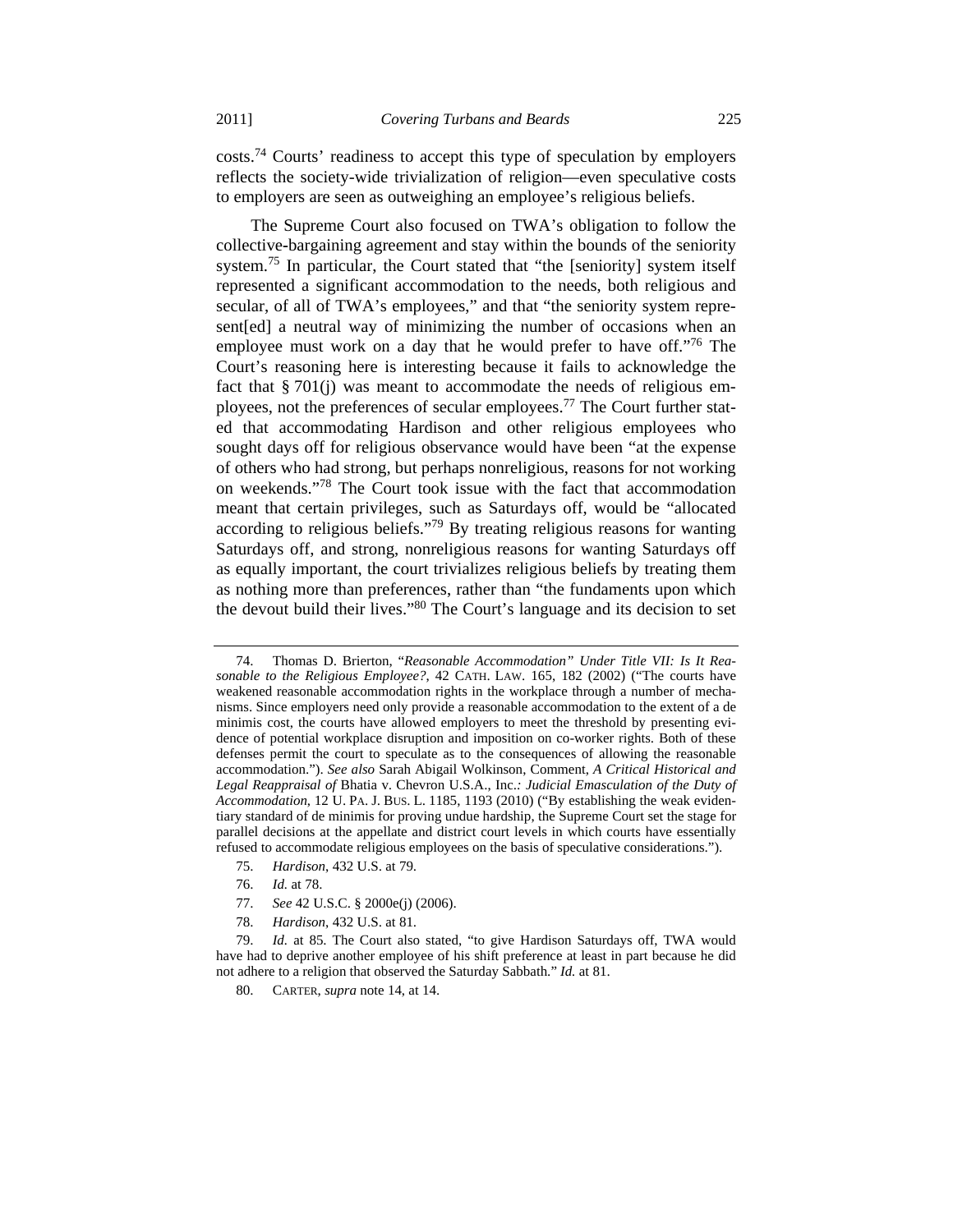costs.[74] Courts' readiness to accept this type of speculation by employers reflects the society-wide trivialization of religion—even speculative costs to employers are seen as outweighing an employee's religious beliefs.

The Supreme Court also focused on TWA's obligation to follow the collective-bargaining agreement and stay within the bounds of the seniority system.[75] In particular, the Court stated that "the [seniority] system itself represented a significant accommodation to the needs, both religious and secular, of all of TWA's employees," and that "the seniority system represent[ed] a neutral way of minimizing the number of occasions when an employee must work on a day that he would prefer to have off."[76] The Court's reasoning here is interesting because it fails to acknowledge the fact that § 701(j) was meant to accommodate the needs of religious employees, not the preferences of secular employees.[77] The Court further stated that accommodating Hardison and other religious employees who sought days off for religious observance would have been "at the expense of others who had strong, but perhaps nonreligious, reasons for not working on weekends."[78] The Court took issue with the fact that accommodation meant that certain privileges, such as Saturdays off, would be "allocated according to religious beliefs."[79] By treating religious reasons for wanting Saturdays off, and strong, nonreligious reasons for wanting Saturdays off as equally important, the court trivializes religious beliefs by treating them as nothing more than preferences, rather than "the fundaments upon which the devout build their lives."[80] The Court's language and its decision to set

---

74. Thomas D. Brierton, *"Reasonable Accommodation" Under Title VII: Is It Reasonable to the Religious Employee?*, 42 CATH. LAW. 165, 182 (2002) ("The courts have weakened reasonable accommodation rights in the workplace through a number of mechanisms. Since employers need only provide a reasonable accommodation to the extent of a de minimis cost, the courts have allowed employers to meet the threshold by presenting evidence of potential workplace disruption and imposition on co-worker rights. Both of these defenses permit the court to speculate as to the consequences of allowing the reasonable accommodation."). *See also* Sarah Abigail Wolkinson, Comment, *A Critical Historical and Legal Reappraisal of* Bhatia v. Chevron U.S.A., Inc.*: Judicial Emasculation of the Duty of Accommodation*, 12 U. PA. J. BUS. L. 1185, 1193 (2010) ("By establishing the weak evidentiary standard of de minimis for proving undue hardship, the Supreme Court set the stage for parallel decisions at the appellate and district court levels in which courts have essentially refused to accommodate religious employees on the basis of speculative considerations.").

75. *Hardison*, 432 U.S. at 79.

76. *Id.* at 78.

77. *See* 42 U.S.C. § 2000e(j) (2006).

78. *Hardison*, 432 U.S. at 81.

79. *Id.* at 85. The Court also stated, "to give Hardison Saturdays off, TWA would have had to deprive another employee of his shift preference at least in part because he did not adhere to a religion that observed the Saturday Sabbath." *Id.* at 81.

80. CARTER, *supra* note 14, at 14.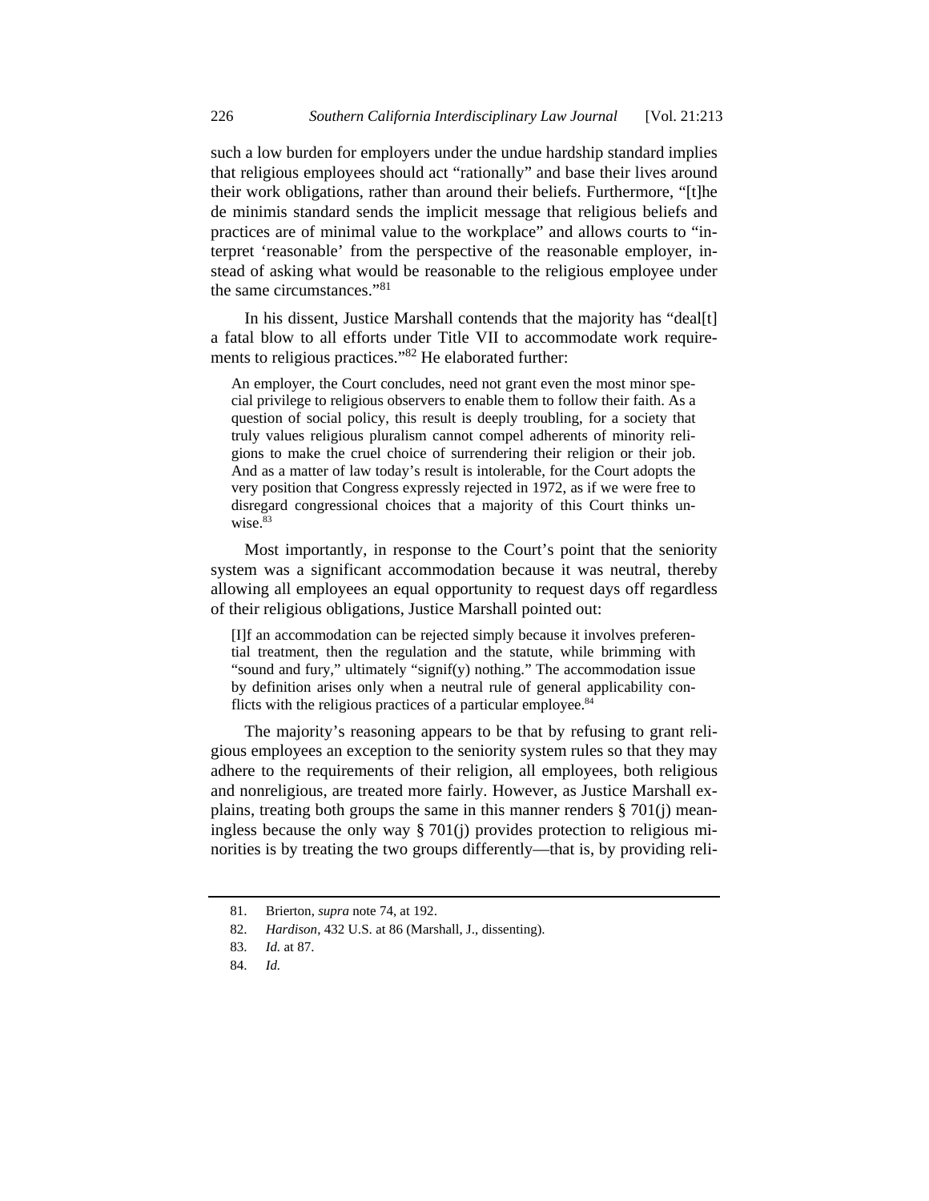such a low burden for employers under the undue hardship standard implies that religious employees should act "rationally" and base their lives around their work obligations, rather than around their beliefs. Furthermore, "[t]he de minimis standard sends the implicit message that religious beliefs and practices are of minimal value to the workplace" and allows courts to "interpret 'reasonable' from the perspective of the reasonable employer, instead of asking what would be reasonable to the religious employee under the same circumstances."[81]

In his dissent, Justice Marshall contends that the majority has "deal[t] a fatal blow to all efforts under Title VII to accommodate work requirements to religious practices."[82] He elaborated further:

> An employer, the Court concludes, need not grant even the most minor special privilege to religious observers to enable them to follow their faith. As a question of social policy, this result is deeply troubling, for a society that truly values religious pluralism cannot compel adherents of minority religions to make the cruel choice of surrendering their religion or their job. And as a matter of law today's result is intolerable, for the Court adopts the very position that Congress expressly rejected in 1972, as if we were free to disregard congressional choices that a majority of this Court thinks unwise.[83]

Most importantly, in response to the Court's point that the seniority system was a significant accommodation because it was neutral, thereby allowing all employees an equal opportunity to request days off regardless of their religious obligations, Justice Marshall pointed out:

> [I]f an accommodation can be rejected simply because it involves preferential treatment, then the regulation and the statute, while brimming with "sound and fury," ultimately "signif(y) nothing." The accommodation issue by definition arises only when a neutral rule of general applicability conflicts with the religious practices of a particular employee.[84]

The majority's reasoning appears to be that by refusing to grant religious employees an exception to the seniority system rules so that they may adhere to the requirements of their religion, all employees, both religious and nonreligious, are treated more fairly. However, as Justice Marshall explains, treating both groups the same in this manner renders § 701(j) meaningless because the only way § 701(j) provides protection to religious minorities is by treating the two groups differently—that is, by providing reli-

---

81. Brierton, *supra* note 74, at 192.

82. *Hardison*, 432 U.S. at 86 (Marshall, J., dissenting).

83. *Id.* at 87.

84. *Id.*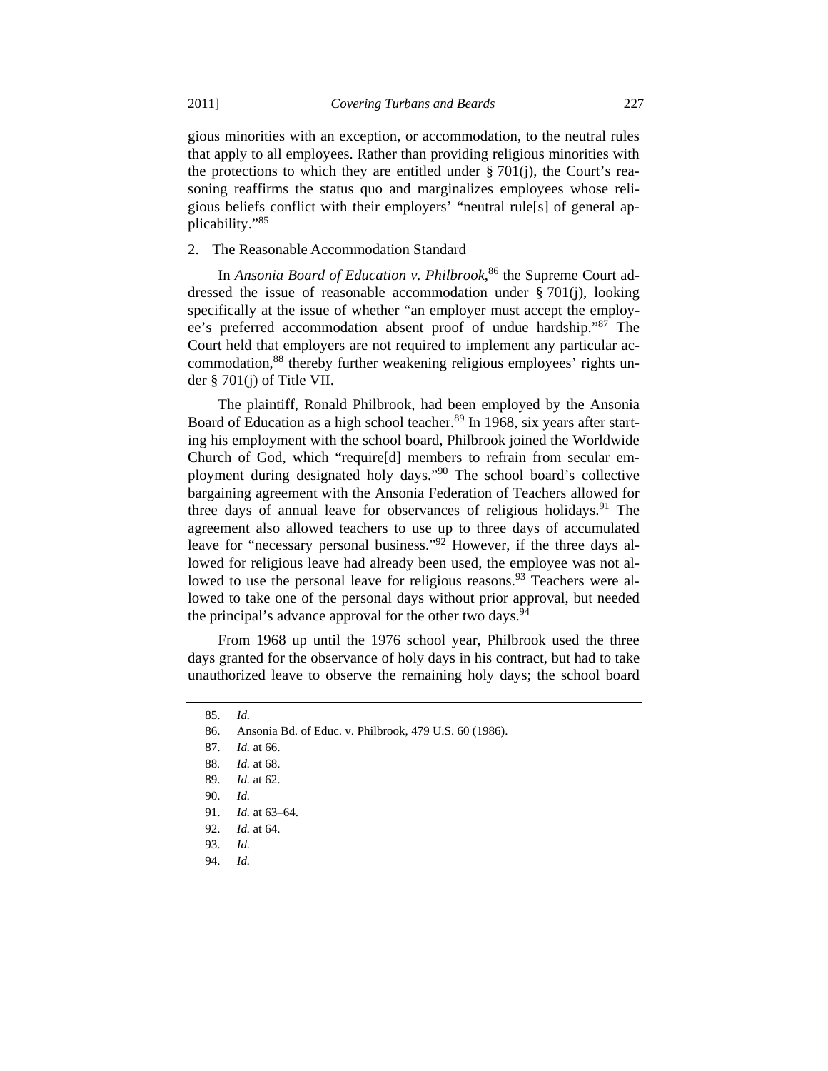gious minorities with an exception, or accommodation, to the neutral rules that apply to all employees. Rather than providing religious minorities with the protections to which they are entitled under § 701(j), the Court's reasoning reaffirms the status quo and marginalizes employees whose religious beliefs conflict with their employers' "neutral rule[s] of general applicability."[85]

### 2. The Reasonable Accommodation Standard

In *Ansonia Board of Education v. Philbrook*,[86] the Supreme Court addressed the issue of reasonable accommodation under § 701(j), looking specifically at the issue of whether "an employer must accept the employee's preferred accommodation absent proof of undue hardship."[87] The Court held that employers are not required to implement any particular accommodation,[88] thereby further weakening religious employees' rights under § 701(j) of Title VII.

The plaintiff, Ronald Philbrook, had been employed by the Ansonia Board of Education as a high school teacher.[89] In 1968, six years after starting his employment with the school board, Philbrook joined the Worldwide Church of God, which "require[d] members to refrain from secular employment during designated holy days."[90] The school board's collective bargaining agreement with the Ansonia Federation of Teachers allowed for three days of annual leave for observances of religious holidays.[91] The agreement also allowed teachers to use up to three days of accumulated leave for "necessary personal business."[92] However, if the three days allowed for religious leave had already been used, the employee was not allowed to use the personal leave for religious reasons.[93] Teachers were allowed to take one of the personal days without prior approval, but needed the principal's advance approval for the other two days.[94]

From 1968 up until the 1976 school year, Philbrook used the three days granted for the observance of holy days in his contract, but had to take unauthorized leave to observe the remaining holy days; the school board

---

85. *Id.*

86. Ansonia Bd. of Educ. v. Philbrook, 479 U.S. 60 (1986).

87. *Id.* at 66.

88. *Id.* at 68.

89. *Id.* at 62.

90. *Id.*

91. *Id.* at 63–64.

92. *Id.* at 64.

93. *Id.*

94. *Id.*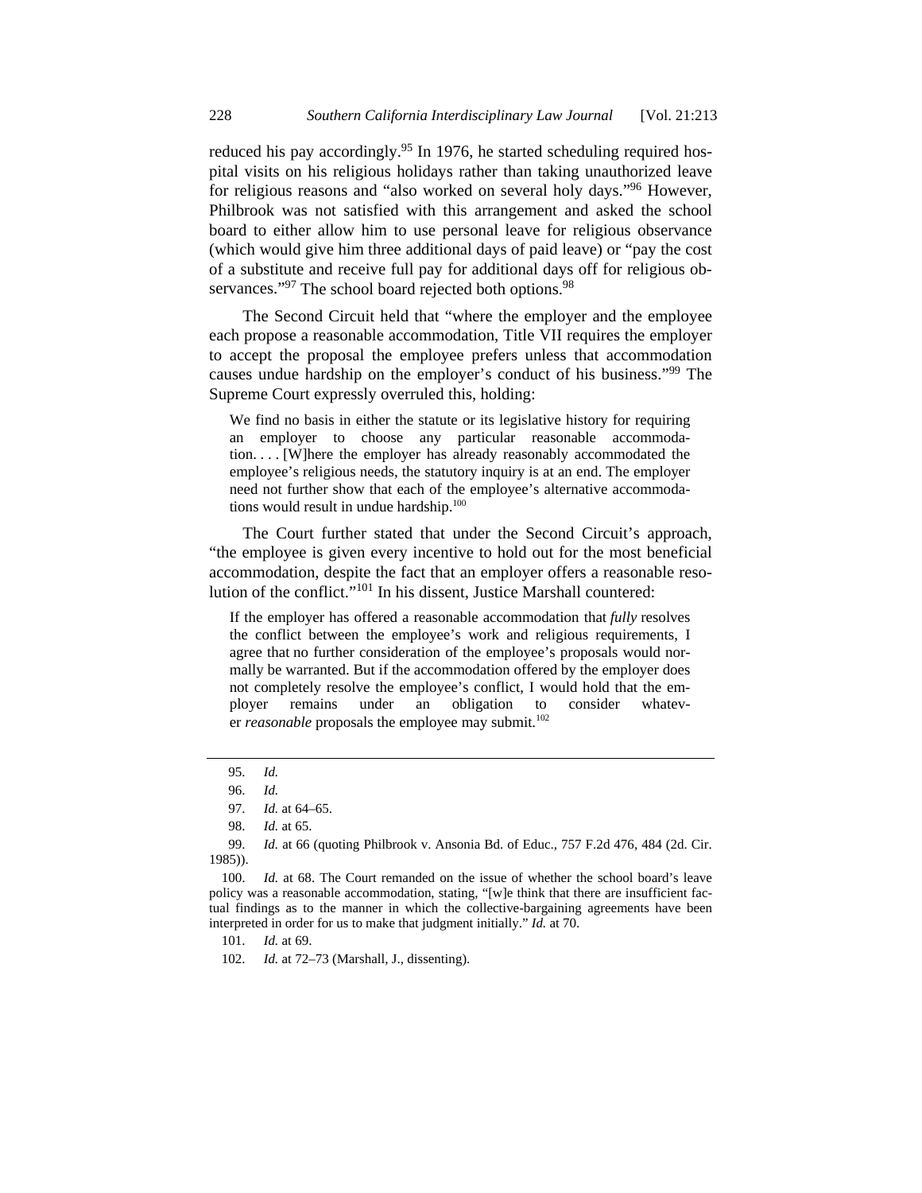reduced his pay accordingly.[95] In 1976, he started scheduling required hospital visits on his religious holidays rather than taking unauthorized leave for religious reasons and "also worked on several holy days."[96] However, Philbrook was not satisfied with this arrangement and asked the school board to either allow him to use personal leave for religious observance (which would give him three additional days of paid leave) or "pay the cost of a substitute and receive full pay for additional days off for religious observances."[97] The school board rejected both options.[98]

The Second Circuit held that "where the employer and the employee each propose a reasonable accommodation, Title VII requires the employer to accept the proposal the employee prefers unless that accommodation causes undue hardship on the employer's conduct of his business."[99] The Supreme Court expressly overruled this, holding:

> We find no basis in either the statute or its legislative history for requiring an employer to choose any particular reasonable accommodation. . . . [W]here the employer has already reasonably accommodated the employee's religious needs, the statutory inquiry is at an end. The employer need not further show that each of the employee's alternative accommodations would result in undue hardship.[100]

The Court further stated that under the Second Circuit's approach, "the employee is given every incentive to hold out for the most beneficial accommodation, despite the fact that an employer offers a reasonable resolution of the conflict."[101] In his dissent, Justice Marshall countered:

> If the employer has offered a reasonable accommodation that *fully* resolves the conflict between the employee's work and religious requirements, I agree that no further consideration of the employee's proposals would normally be warranted. But if the accommodation offered by the employer does not completely resolve the employee's conflict, I would hold that the employer remains under an obligation to consider whatever *reasonable* proposals the employee may submit.[102]

---

95. *Id.*

96. *Id.*

97. *Id.* at 64–65.

98. *Id.* at 65.

99. *Id.* at 66 (quoting Philbrook v. Ansonia Bd. of Educ., 757 F.2d 476, 484 (2d. Cir. 1985)).

100. *Id.* at 68. The Court remanded on the issue of whether the school board's leave policy was a reasonable accommodation, stating, "[w]e think that there are insufficient factual findings as to the manner in which the collective-bargaining agreements have been interpreted in order for us to make that judgment initially." *Id.* at 70.

101. *Id.* at 69.

102. *Id.* at 72–73 (Marshall, J., dissenting).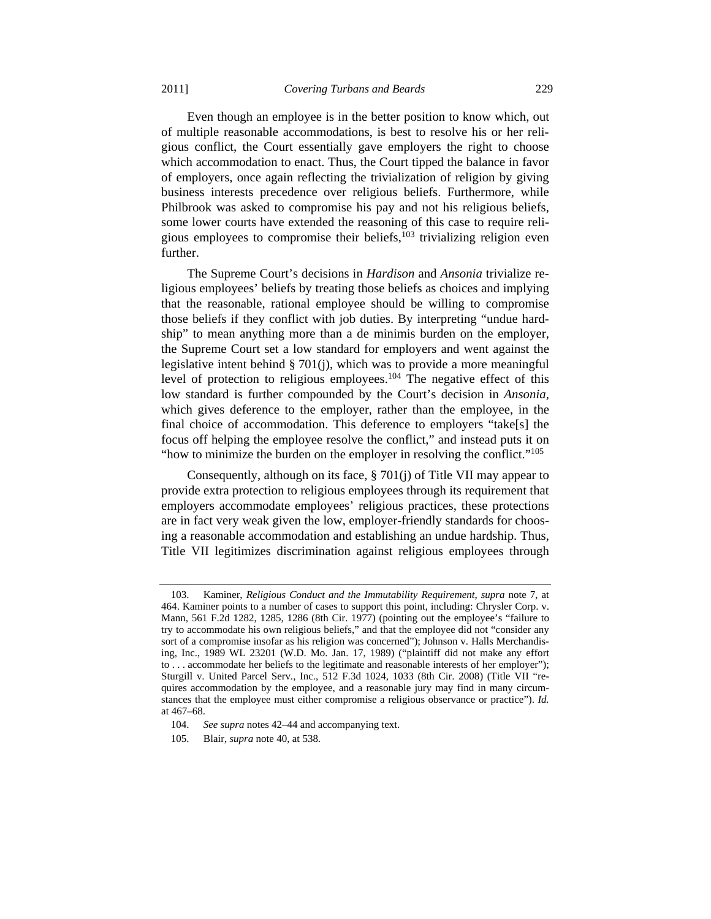Even though an employee is in the better position to know which, out of multiple reasonable accommodations, is best to resolve his or her religious conflict, the Court essentially gave employers the right to choose which accommodation to enact. Thus, the Court tipped the balance in favor of employers, once again reflecting the trivialization of religion by giving business interests precedence over religious beliefs. Furthermore, while Philbrook was asked to compromise his pay and not his religious beliefs, some lower courts have extended the reasoning of this case to require religious employees to compromise their beliefs,[103] trivializing religion even further.

The Supreme Court's decisions in *Hardison* and *Ansonia* trivialize religious employees' beliefs by treating those beliefs as choices and implying that the reasonable, rational employee should be willing to compromise those beliefs if they conflict with job duties. By interpreting "undue hardship" to mean anything more than a de minimis burden on the employer, the Supreme Court set a low standard for employers and went against the legislative intent behind § 701(j), which was to provide a more meaningful level of protection to religious employees.[104] The negative effect of this low standard is further compounded by the Court's decision in *Ansonia*, which gives deference to the employer, rather than the employee, in the final choice of accommodation. This deference to employers "take[s] the focus off helping the employee resolve the conflict," and instead puts it on "how to minimize the burden on the employer in resolving the conflict."[105]

Consequently, although on its face, § 701(j) of Title VII may appear to provide extra protection to religious employees through its requirement that employers accommodate employees' religious practices, these protections are in fact very weak given the low, employer-friendly standards for choosing a reasonable accommodation and establishing an undue hardship. Thus, Title VII legitimizes discrimination against religious employees through

---

103. Kaminer, *Religious Conduct and the Immutability Requirement*, *supra* note 7, at 464. Kaminer points to a number of cases to support this point, including: Chrysler Corp. v. Mann, 561 F.2d 1282, 1285, 1286 (8th Cir. 1977) (pointing out the employee's "failure to try to accommodate his own religious beliefs," and that the employee did not "consider any sort of a compromise insofar as his religion was concerned"); Johnson v. Halls Merchandising, Inc., 1989 WL 23201 (W.D. Mo. Jan. 17, 1989) ("plaintiff did not make any effort to . . . accommodate her beliefs to the legitimate and reasonable interests of her employer"); Sturgill v. United Parcel Serv., Inc., 512 F.3d 1024, 1033 (8th Cir. 2008) (Title VII "requires accommodation by the employee, and a reasonable jury may find in many circumstances that the employee must either compromise a religious observance or practice"). *Id.* at 467–68.

104. *See supra* notes 42–44 and accompanying text.

105. Blair, *supra* note 40, at 538.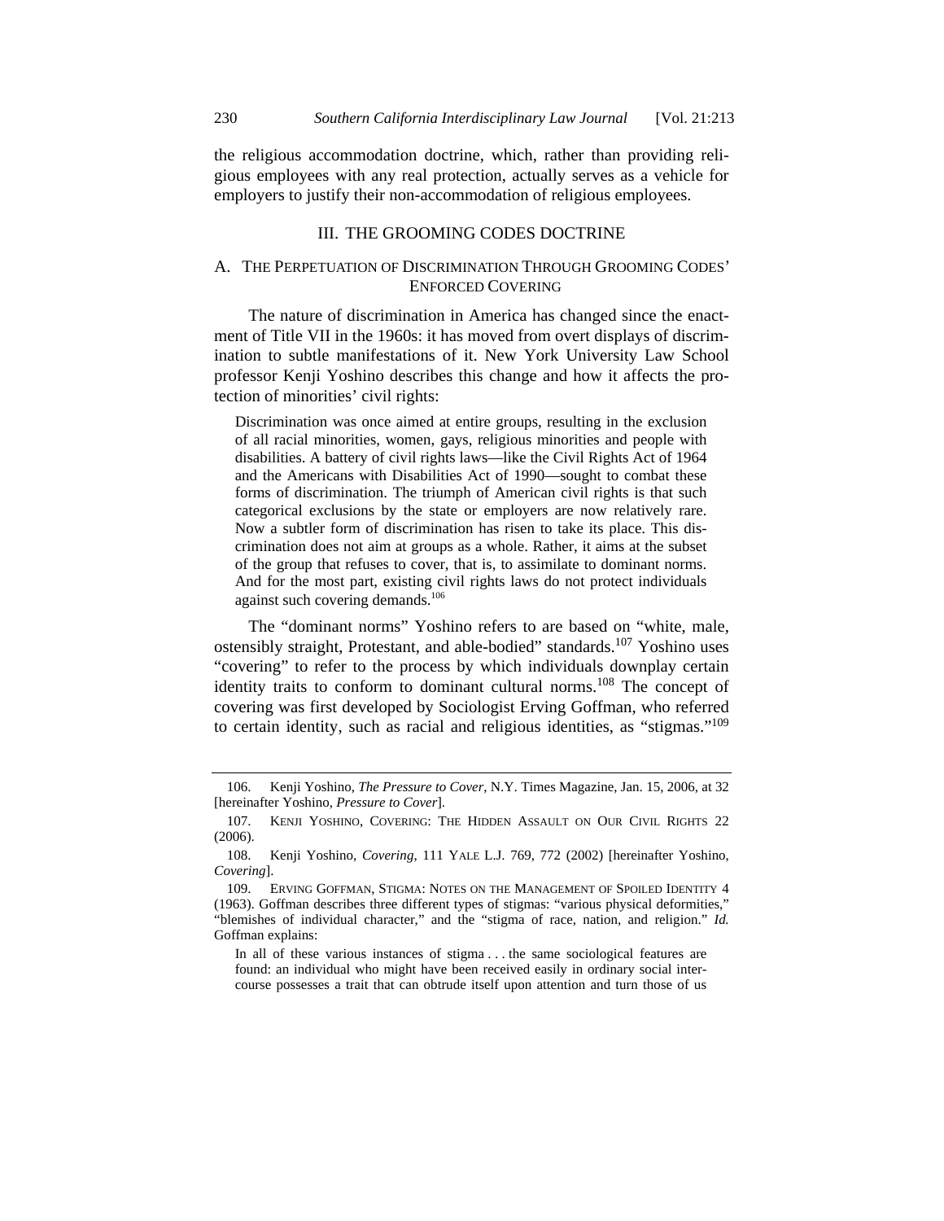the religious accommodation doctrine, which, rather than providing religious employees with any real protection, actually serves as a vehicle for employers to justify their non-accommodation of religious employees.

## III. THE GROOMING CODES DOCTRINE

### A. THE PERPETUATION OF DISCRIMINATION THROUGH GROOMING CODES' ENFORCED COVERING

The nature of discrimination in America has changed since the enactment of Title VII in the 1960s: it has moved from overt displays of discrimination to subtle manifestations of it. New York University Law School professor Kenji Yoshino describes this change and how it affects the protection of minorities' civil rights:

> Discrimination was once aimed at entire groups, resulting in the exclusion of all racial minorities, women, gays, religious minorities and people with disabilities. A battery of civil rights laws—like the Civil Rights Act of 1964 and the Americans with Disabilities Act of 1990—sought to combat these forms of discrimination. The triumph of American civil rights is that such categorical exclusions by the state or employers are now relatively rare. Now a subtler form of discrimination has risen to take its place. This discrimination does not aim at groups as a whole. Rather, it aims at the subset of the group that refuses to cover, that is, to assimilate to dominant norms. And for the most part, existing civil rights laws do not protect individuals against such covering demands.[106]

The "dominant norms" Yoshino refers to are based on "white, male, ostensibly straight, Protestant, and able-bodied" standards.[107] Yoshino uses "covering" to refer to the process by which individuals downplay certain identity traits to conform to dominant cultural norms.[108] The concept of covering was first developed by Sociologist Erving Goffman, who referred to certain identity, such as racial and religious identities, as "stigmas."[109]

---

106. Kenji Yoshino, *The Pressure to Cover*, N.Y. Times Magazine, Jan. 15, 2006, at 32 [hereinafter Yoshino, *Pressure to Cover*].

107. KENJI YOSHINO, COVERING: THE HIDDEN ASSAULT ON OUR CIVIL RIGHTS 22 (2006).

108. Kenji Yoshino, *Covering*, 111 YALE L.J. 769, 772 (2002) [hereinafter Yoshino, *Covering*].

109. ERVING GOFFMAN, STIGMA: NOTES ON THE MANAGEMENT OF SPOILED IDENTITY 4 (1963). Goffman describes three different types of stigmas: "various physical deformities," "blemishes of individual character," and the "stigma of race, nation, and religion." *Id.* Goffman explains:

> In all of these various instances of stigma . . . the same sociological features are found: an individual who might have been received easily in ordinary social intercourse possesses a trait that can obtrude itself upon attention and turn those of us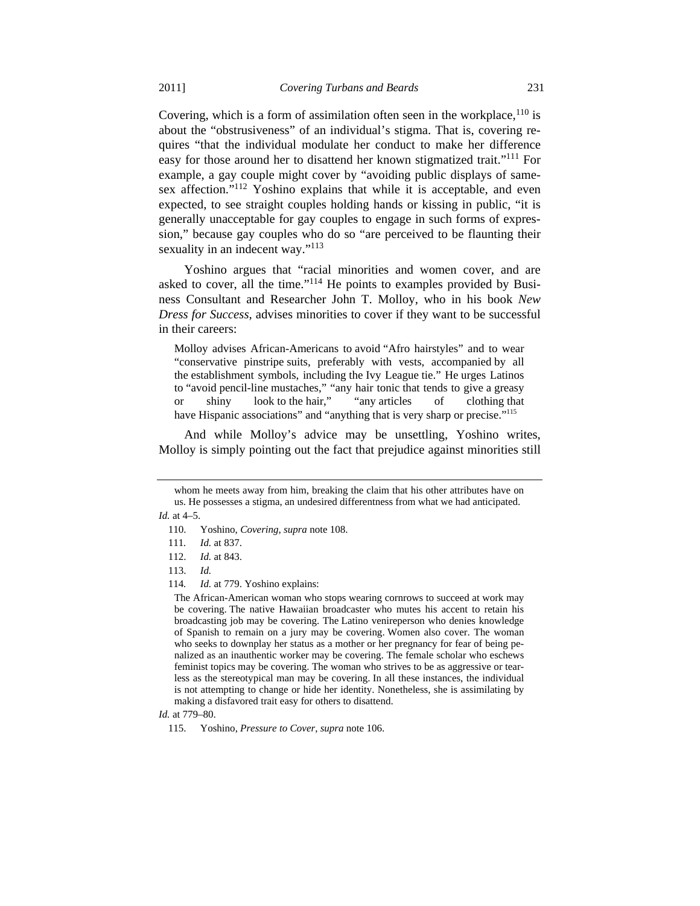Covering, which is a form of assimilation often seen in the workplace,[110] is about the "obstrusiveness" of an individual's stigma. That is, covering requires "that the individual modulate her conduct to make her difference easy for those around her to disattend her known stigmatized trait."[111] For example, a gay couple might cover by "avoiding public displays of same-sex affection."[112] Yoshino explains that while it is acceptable, and even expected, to see straight couples holding hands or kissing in public, "it is generally unacceptable for gay couples to engage in such forms of expression," because gay couples who do so "are perceived to be flaunting their sexuality in an indecent way."[113]

Yoshino argues that "racial minorities and women cover, and are asked to cover, all the time."[114] He points to examples provided by Business Consultant and Researcher John T. Molloy, who in his book *New Dress for Success*, advises minorities to cover if they want to be successful in their careers:

> Molloy advises African-Americans to avoid "Afro hairstyles" and to wear "conservative pinstripe suits, preferably with vests, accompanied by all the establishment symbols, including the Ivy League tie." He urges Latinos to "avoid pencil-line mustaches," "any hair tonic that tends to give a greasy or shiny look to the hair," "any articles of clothing that have Hispanic associations" and "anything that is very sharp or precise."[115]

And while Molloy's advice may be unsettling, Yoshino writes, Molloy is simply pointing out the fact that prejudice against minorities still

---

> whom he meets away from him, breaking the claim that his other attributes have on us. He possesses a stigma, an undesired differentness from what we had anticipated.

*Id.* at 4–5.

110. Yoshino, *Covering*, *supra* note 108.

111. *Id.* at 837.

112. *Id.* at 843.

113. *Id.*

114. *Id.* at 779. Yoshino explains:

> The African-American woman who stops wearing cornrows to succeed at work may be covering. The native Hawaiian broadcaster who mutes his accent to retain his broadcasting job may be covering. The Latino venireperson who denies knowledge of Spanish to remain on a jury may be covering. Women also cover. The woman who seeks to downplay her status as a mother or her pregnancy for fear of being penalized as an inauthentic worker may be covering. The female scholar who eschews feminist topics may be covering. The woman who strives to be as aggressive or tearless as the stereotypical man may be covering. In all these instances, the individual is not attempting to change or hide her identity. Nonetheless, she is assimilating by making a disfavored trait easy for others to disattend.

*Id.* at 779–80.

115. Yoshino, *Pressure to Cover*, *supra* note 106.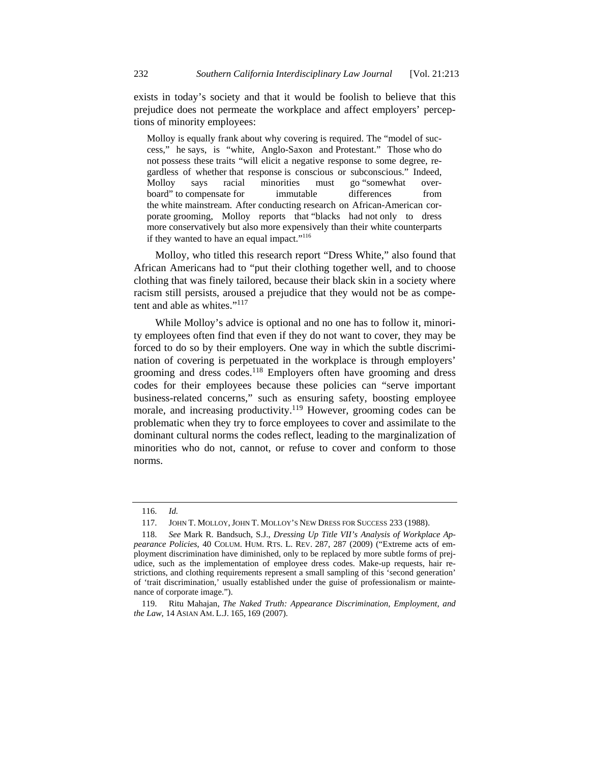exists in today's society and that it would be foolish to believe that this prejudice does not permeate the workplace and affect employers' perceptions of minority employees:

> Molloy is equally frank about why covering is required. The "model of success," he says, is "white, Anglo-Saxon and Protestant." Those who do not possess these traits "will elicit a negative response to some degree, regardless of whether that response is conscious or subconscious." Indeed, Molloy says racial minorities must go "somewhat overboard" to compensate for immutable differences from the white mainstream. After conducting research on African-American corporate grooming, Molloy reports that "blacks had not only to dress more conservatively but also more expensively than their white counterparts if they wanted to have an equal impact."[116]

Molloy, who titled this research report "Dress White," also found that African Americans had to "put their clothing together well, and to choose clothing that was finely tailored, because their black skin in a society where racism still persists, aroused a prejudice that they would not be as competent and able as whites."[117]

While Molloy's advice is optional and no one has to follow it, minority employees often find that even if they do not want to cover, they may be forced to do so by their employers. One way in which the subtle discrimination of covering is perpetuated in the workplace is through employers' grooming and dress codes.[118] Employers often have grooming and dress codes for their employees because these policies can "serve important business-related concerns," such as ensuring safety, boosting employee morale, and increasing productivity.[119] However, grooming codes can be problematic when they try to force employees to cover and assimilate to the dominant cultural norms the codes reflect, leading to the marginalization of minorities who do not, cannot, or refuse to cover and conform to those norms.

---

116. *Id.*

117. JOHN T. MOLLOY, JOHN T. MOLLOY'S NEW DRESS FOR SUCCESS 233 (1988).

118. *See* Mark R. Bandsuch, S.J., *Dressing Up Title VII's Analysis of Workplace Appearance Policies*, 40 COLUM. HUM. RTS. L. REV. 287, 287 (2009) ("Extreme acts of employment discrimination have diminished, only to be replaced by more subtle forms of prejudice, such as the implementation of employee dress codes. Make-up requests, hair restrictions, and clothing requirements represent a small sampling of this 'second generation' of 'trait discrimination,' usually established under the guise of professionalism or maintenance of corporate image.").

119. Ritu Mahajan, *The Naked Truth: Appearance Discrimination, Employment, and the Law*, 14 ASIAN AM. L.J. 165, 169 (2007).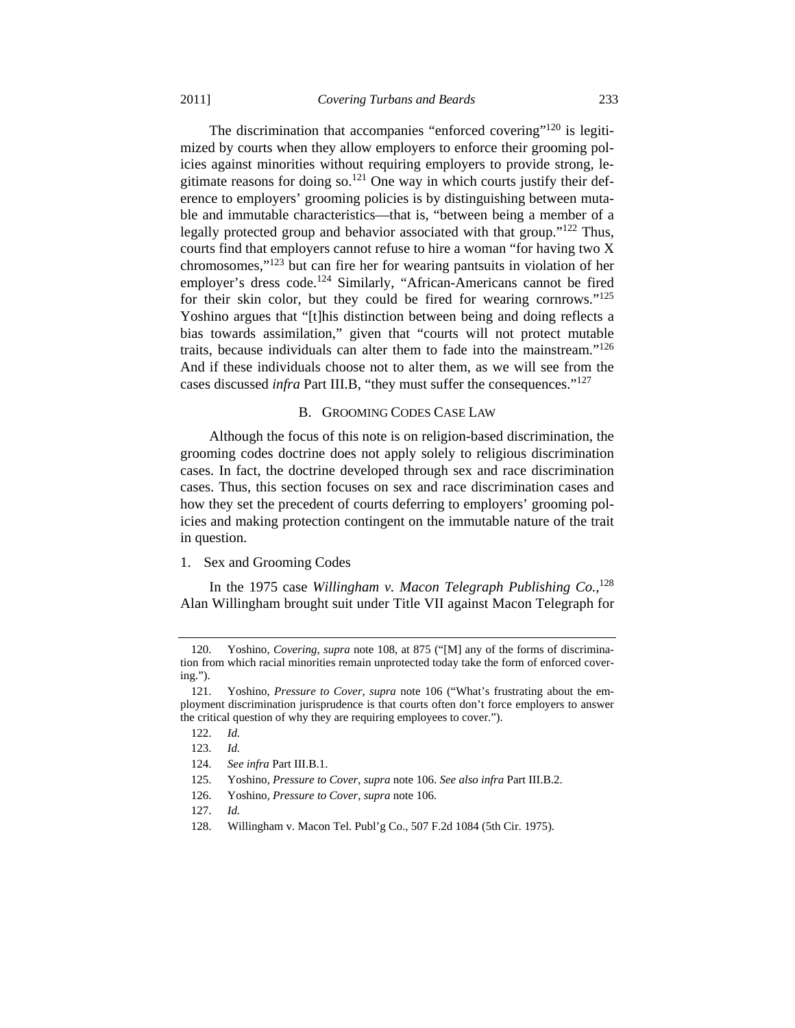The discrimination that accompanies "enforced covering"[120] is legitimized by courts when they allow employers to enforce their grooming policies against minorities without requiring employers to provide strong, legitimate reasons for doing so.[121] One way in which courts justify their deference to employers' grooming policies is by distinguishing between mutable and immutable characteristics—that is, "between being a member of a legally protected group and behavior associated with that group."[122] Thus, courts find that employers cannot refuse to hire a woman "for having two X chromosomes,"[123] but can fire her for wearing pantsuits in violation of her employer's dress code.[124] Similarly, "African-Americans cannot be fired for their skin color, but they could be fired for wearing cornrows."[125] Yoshino argues that "[t]his distinction between being and doing reflects a bias towards assimilation," given that "courts will not protect mutable traits, because individuals can alter them to fade into the mainstream."[126] And if these individuals choose not to alter them, as we will see from the cases discussed *infra* Part III.B, "they must suffer the consequences."[127]

## B. Grooming Codes Case Law

Although the focus of this note is on religion-based discrimination, the grooming codes doctrine does not apply solely to religious discrimination cases. In fact, the doctrine developed through sex and race discrimination cases. Thus, this section focuses on sex and race discrimination cases and how they set the precedent of courts deferring to employers' grooming policies and making protection contingent on the immutable nature of the trait in question.

### 1. Sex and Grooming Codes

In the 1975 case *Willingham v. Macon Telegraph Publishing Co.*,[128] Alan Willingham brought suit under Title VII against Macon Telegraph for

---

120. Yoshino, *Covering*, *supra* note 108, at 875 ("[M] any of the forms of discrimination from which racial minorities remain unprotected today take the form of enforced covering.").

121. Yoshino, *Pressure to Cover, supra* note 106 ("What's frustrating about the employment discrimination jurisprudence is that courts often don't force employers to answer the critical question of why they are requiring employees to cover.").

122. *Id.*

123. *Id.*

124. *See infra* Part III.B.1.

125. Yoshino, *Pressure to Cover*, *supra* note 106. *See also infra* Part III.B.2.

126. Yoshino, *Pressure to Cover*, *supra* note 106.

127. *Id.*

128. Willingham v. Macon Tel. Publ'g Co., 507 F.2d 1084 (5th Cir. 1975).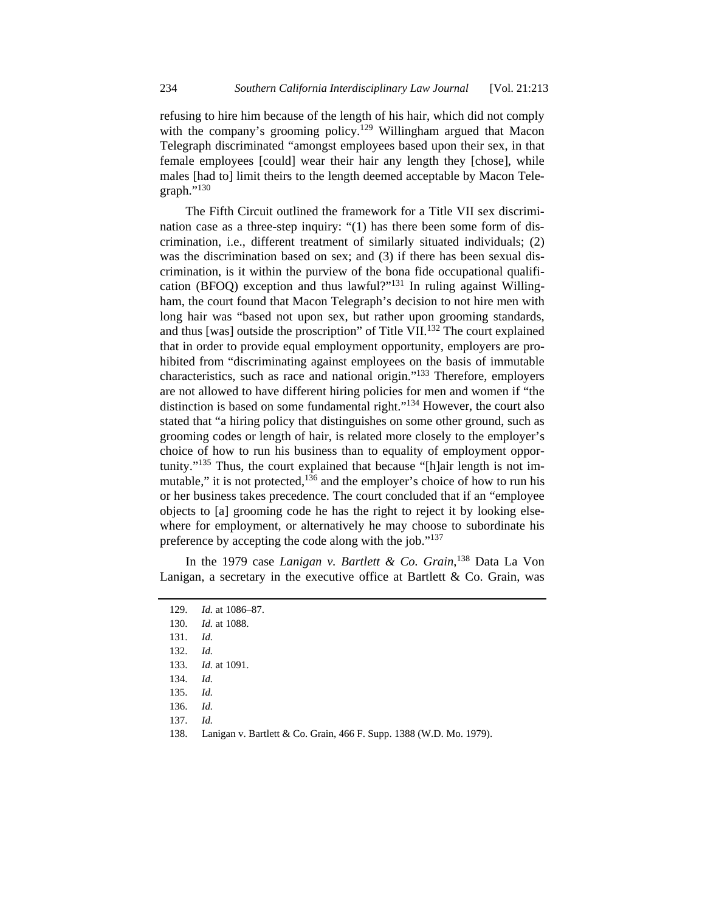refusing to hire him because of the length of his hair, which did not comply with the company's grooming policy.[129] Willingham argued that Macon Telegraph discriminated "amongst employees based upon their sex, in that female employees [could] wear their hair any length they [chose], while males [had to] limit theirs to the length deemed acceptable by Macon Telegraph."[130]

The Fifth Circuit outlined the framework for a Title VII sex discrimination case as a three-step inquiry: "(1) has there been some form of discrimination, i.e., different treatment of similarly situated individuals; (2) was the discrimination based on sex; and (3) if there has been sexual discrimination, is it within the purview of the bona fide occupational qualification (BFOQ) exception and thus lawful?"[131] In ruling against Willingham, the court found that Macon Telegraph's decision to not hire men with long hair was "based not upon sex, but rather upon grooming standards, and thus [was] outside the proscription" of Title VII.[132] The court explained that in order to provide equal employment opportunity, employers are prohibited from "discriminating against employees on the basis of immutable characteristics, such as race and national origin."[133] Therefore, employers are not allowed to have different hiring policies for men and women if "the distinction is based on some fundamental right."[134] However, the court also stated that "a hiring policy that distinguishes on some other ground, such as grooming codes or length of hair, is related more closely to the employer's choice of how to run his business than to equality of employment opportunity."[135] Thus, the court explained that because "[h]air length is not immutable," it is not protected,[136] and the employer's choice of how to run his or her business takes precedence. The court concluded that if an "employee objects to [a] grooming code he has the right to reject it by looking elsewhere for employment, or alternatively he may choose to subordinate his preference by accepting the code along with the job."[137]

In the 1979 case *Lanigan v. Bartlett & Co. Grain*,[138] Data La Von Lanigan, a secretary in the executive office at Bartlett & Co. Grain, was

129. *Id.* at 1086–87.
130. *Id.* at 1088.
131. *Id.*
132. *Id.*
133. *Id.* at 1091.
134. *Id.*
135. *Id.*
136. *Id.*
137. *Id.*
138. Lanigan v. Bartlett & Co. Grain, 466 F. Supp. 1388 (W.D. Mo. 1979).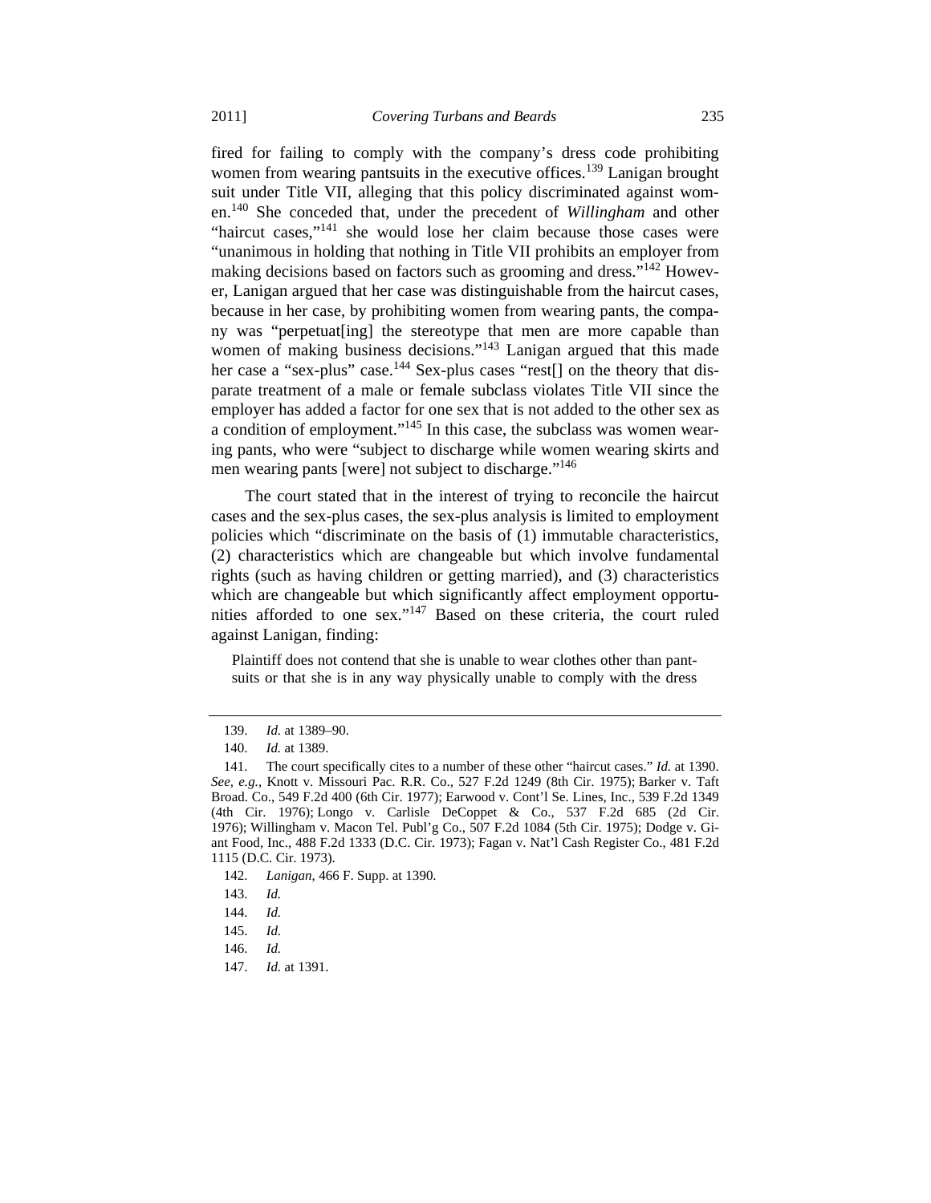fired for failing to comply with the company's dress code prohibiting women from wearing pantsuits in the executive offices.[139] Lanigan brought suit under Title VII, alleging that this policy discriminated against women.[140] She conceded that, under the precedent of *Willingham* and other "haircut cases,"[141] she would lose her claim because those cases were "unanimous in holding that nothing in Title VII prohibits an employer from making decisions based on factors such as grooming and dress."[142] However, Lanigan argued that her case was distinguishable from the haircut cases, because in her case, by prohibiting women from wearing pants, the company was "perpetuat[ing] the stereotype that men are more capable than women of making business decisions."[143] Lanigan argued that this made her case a "sex-plus" case.[144] Sex-plus cases "rest[] on the theory that disparate treatment of a male or female subclass violates Title VII since the employer has added a factor for one sex that is not added to the other sex as a condition of employment."[145] In this case, the subclass was women wearing pants, who were "subject to discharge while women wearing skirts and men wearing pants [were] not subject to discharge."[146]

The court stated that in the interest of trying to reconcile the haircut cases and the sex-plus cases, the sex-plus analysis is limited to employment policies which "discriminate on the basis of (1) immutable characteristics, (2) characteristics which are changeable but which involve fundamental rights (such as having children or getting married), and (3) characteristics which are changeable but which significantly affect employment opportunities afforded to one sex."[147] Based on these criteria, the court ruled against Lanigan, finding:

> Plaintiff does not contend that she is unable to wear clothes other than pantsuits or that she is in any way physically unable to comply with the dress

---

139. *Id.* at 1389–90.

140. *Id.* at 1389.

141. The court specifically cites to a number of these other "haircut cases." *Id.* at 1390. *See, e.g.*, Knott v. Missouri Pac. R.R. Co., 527 F.2d 1249 (8th Cir. 1975); Barker v. Taft Broad. Co., 549 F.2d 400 (6th Cir. 1977); Earwood v. Cont'l Se. Lines, Inc., 539 F.2d 1349 (4th Cir. 1976); Longo v. Carlisle DeCoppet & Co., 537 F.2d 685 (2d Cir. 1976); Willingham v. Macon Tel. Publ'g Co., 507 F.2d 1084 (5th Cir. 1975); Dodge v. Giant Food, Inc., 488 F.2d 1333 (D.C. Cir. 1973); Fagan v. Nat'l Cash Register Co., 481 F.2d 1115 (D.C. Cir. 1973).

142. *Lanigan*, 466 F. Supp. at 1390.

143. *Id.*

144. *Id.*

145. *Id.*

146. *Id.*

147. *Id.* at 1391.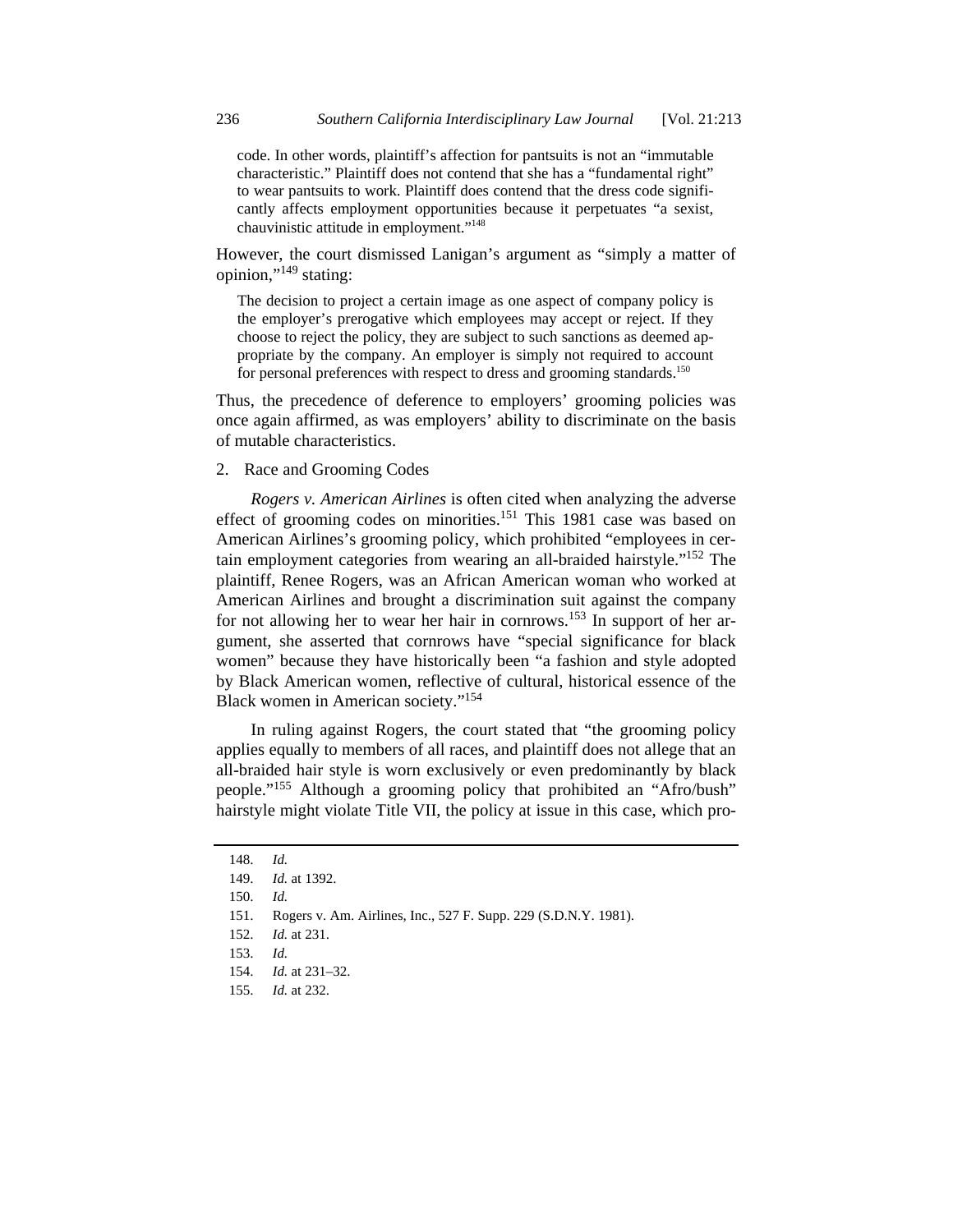> code. In other words, plaintiff's affection for pantsuits is not an "immutable characteristic." Plaintiff does not contend that she has a "fundamental right" to wear pantsuits to work. Plaintiff does contend that the dress code significantly affects employment opportunities because it perpetuates "a sexist, chauvinistic attitude in employment."[148]

However, the court dismissed Lanigan's argument as "simply a matter of opinion,"[149] stating:

> The decision to project a certain image as one aspect of company policy is the employer's prerogative which employees may accept or reject. If they choose to reject the policy, they are subject to such sanctions as deemed appropriate by the company. An employer is simply not required to account for personal preferences with respect to dress and grooming standards.[150]

Thus, the precedence of deference to employers' grooming policies was once again affirmed, as was employers' ability to discriminate on the basis of mutable characteristics.

2. Race and Grooming Codes

*Rogers v. American Airlines* is often cited when analyzing the adverse effect of grooming codes on minorities.[151] This 1981 case was based on American Airlines's grooming policy, which prohibited "employees in certain employment categories from wearing an all-braided hairstyle."[152] The plaintiff, Renee Rogers, was an African American woman who worked at American Airlines and brought a discrimination suit against the company for not allowing her to wear her hair in cornrows.[153] In support of her argument, she asserted that cornrows have "special significance for black women" because they have historically been "a fashion and style adopted by Black American women, reflective of cultural, historical essence of the Black women in American society."[154]

In ruling against Rogers, the court stated that "the grooming policy applies equally to members of all races, and plaintiff does not allege that an all-braided hair style is worn exclusively or even predominantly by black people."[155] Although a grooming policy that prohibited an "Afro/bush" hairstyle might violate Title VII, the policy at issue in this case, which pro-

---

148. *Id.*
149. *Id.* at 1392.
150. *Id.*
151. Rogers v. Am. Airlines, Inc., 527 F. Supp. 229 (S.D.N.Y. 1981).
152. *Id.* at 231.
153. *Id.*
154. *Id.* at 231–32.
155. *Id.* at 232.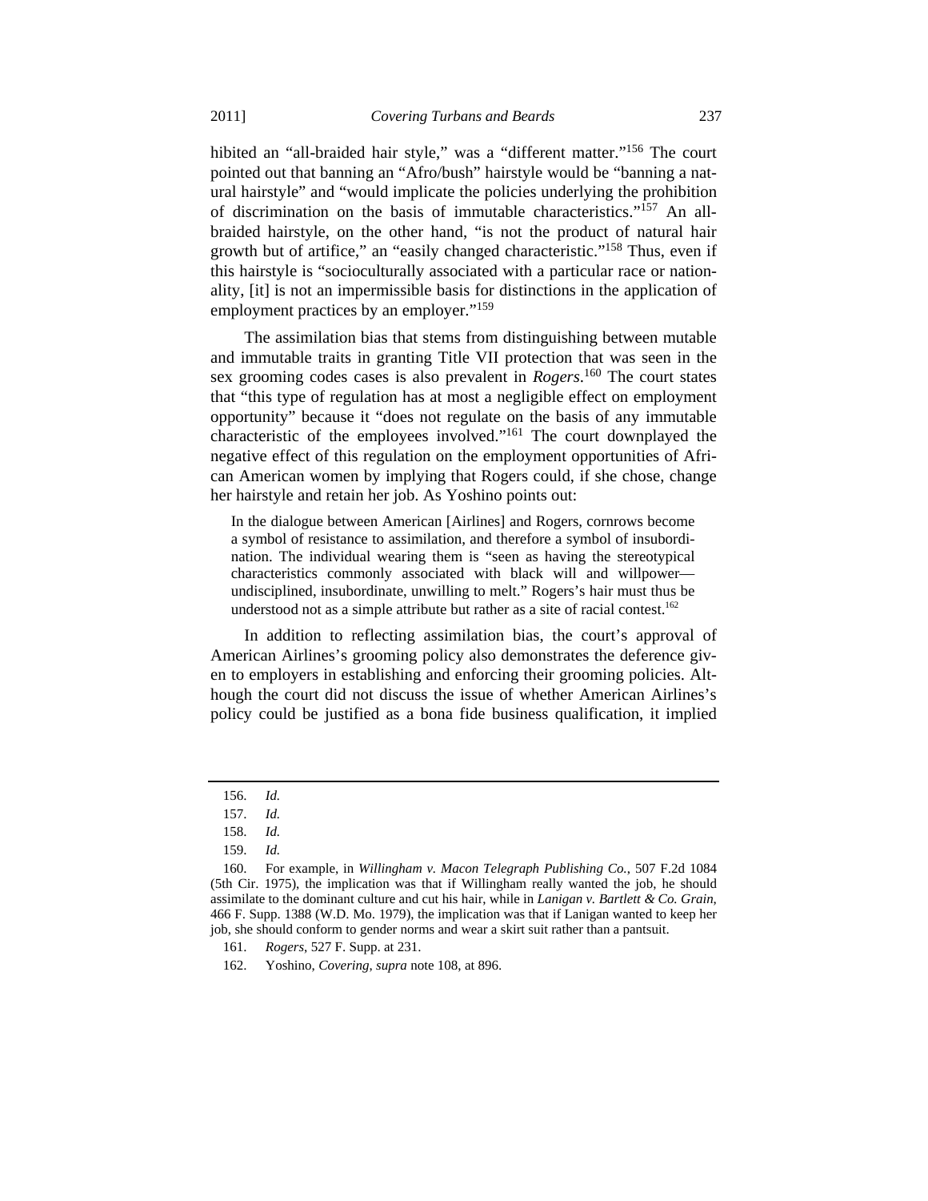hibited an "all-braided hair style," was a "different matter."[156] The court pointed out that banning an "Afro/bush" hairstyle would be "banning a natural hairstyle" and "would implicate the policies underlying the prohibition of discrimination on the basis of immutable characteristics."[157] An all-braided hairstyle, on the other hand, "is not the product of natural hair growth but of artifice," an "easily changed characteristic."[158] Thus, even if this hairstyle is "socioculturally associated with a particular race or nationality, [it] is not an impermissible basis for distinctions in the application of employment practices by an employer."[159]

The assimilation bias that stems from distinguishing between mutable and immutable traits in granting Title VII protection that was seen in the sex grooming codes cases is also prevalent in *Rogers*.[160] The court states that "this type of regulation has at most a negligible effect on employment opportunity" because it "does not regulate on the basis of any immutable characteristic of the employees involved."[161] The court downplayed the negative effect of this regulation on the employment opportunities of African American women by implying that Rogers could, if she chose, change her hairstyle and retain her job. As Yoshino points out:

> In the dialogue between American [Airlines] and Rogers, cornrows become a symbol of resistance to assimilation, and therefore a symbol of insubordination. The individual wearing them is "seen as having the stereotypical characteristics commonly associated with black will and willpower—undisciplined, insubordinate, unwilling to melt." Rogers's hair must thus be understood not as a simple attribute but rather as a site of racial contest.[162]

In addition to reflecting assimilation bias, the court's approval of American Airlines's grooming policy also demonstrates the deference given to employers in establishing and enforcing their grooming policies. Although the court did not discuss the issue of whether American Airlines's policy could be justified as a bona fide business qualification, it implied

---

156. *Id.*

157. *Id.*

158. *Id.*

159. *Id.*

160. For example, in *Willingham v. Macon Telegraph Publishing Co.*, 507 F.2d 1084 (5th Cir. 1975), the implication was that if Willingham really wanted the job, he should assimilate to the dominant culture and cut his hair, while in *Lanigan v. Bartlett & Co. Grain*, 466 F. Supp. 1388 (W.D. Mo. 1979), the implication was that if Lanigan wanted to keep her job, she should conform to gender norms and wear a skirt suit rather than a pantsuit.

161. *Rogers*, 527 F. Supp. at 231.

162. Yoshino, *Covering*, *supra* note 108, at 896.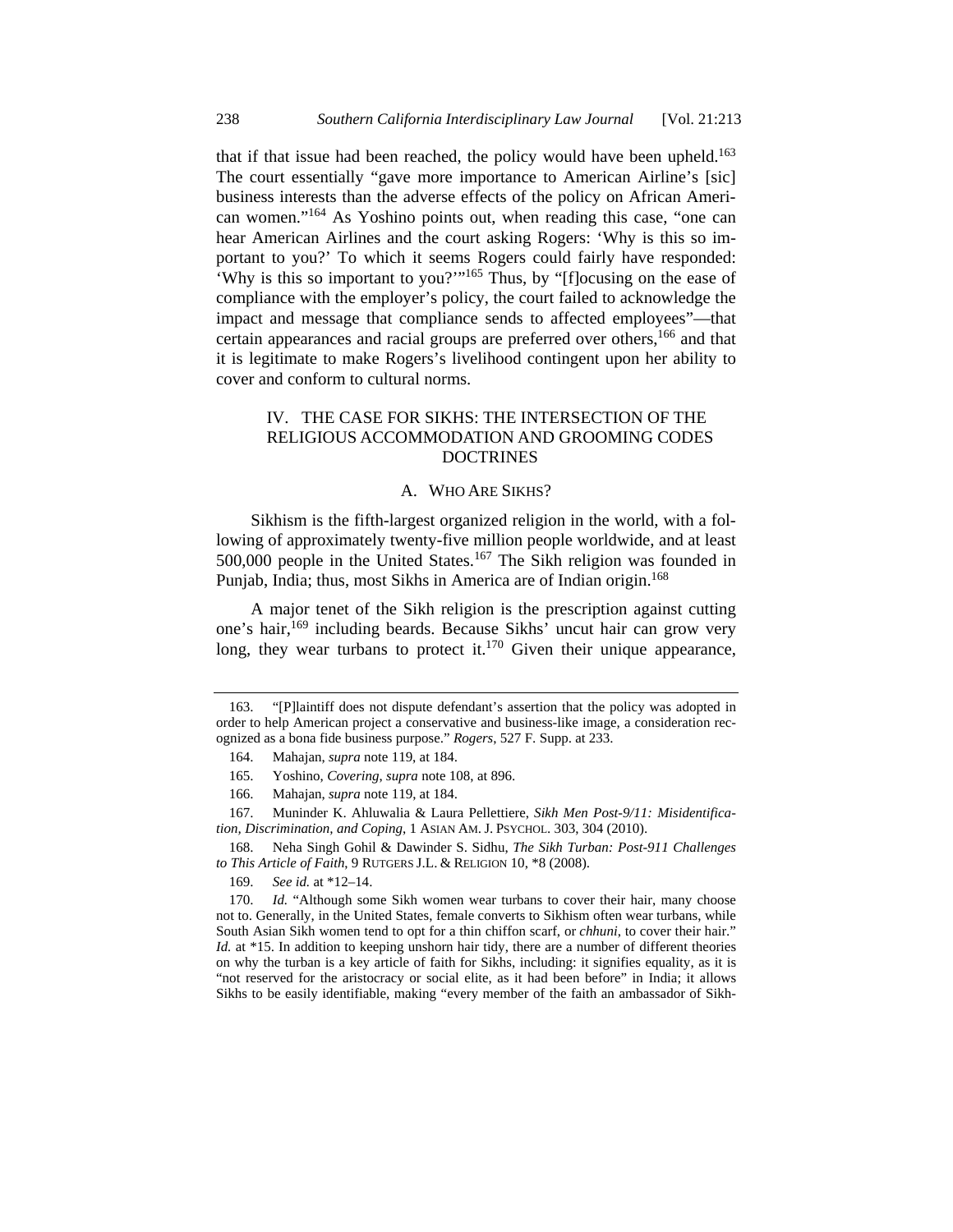that if that issue had been reached, the policy would have been upheld.[163] The court essentially "gave more importance to American Airline's [sic] business interests than the adverse effects of the policy on African American women."[164] As Yoshino points out, when reading this case, "one can hear American Airlines and the court asking Rogers: 'Why is this so important to you?' To which it seems Rogers could fairly have responded: 'Why is this so important to you?'"[165] Thus, by "[f]ocusing on the ease of compliance with the employer's policy, the court failed to acknowledge the impact and message that compliance sends to affected employees"—that certain appearances and racial groups are preferred over others,[166] and that it is legitimate to make Rogers's livelihood contingent upon her ability to cover and conform to cultural norms.

## IV. THE CASE FOR SIKHS: THE INTERSECTION OF THE RELIGIOUS ACCOMMODATION AND GROOMING CODES DOCTRINES

### A. WHO ARE SIKHS?

Sikhism is the fifth-largest organized religion in the world, with a following of approximately twenty-five million people worldwide, and at least 500,000 people in the United States.[167] The Sikh religion was founded in Punjab, India; thus, most Sikhs in America are of Indian origin.[168]

A major tenet of the Sikh religion is the prescription against cutting one's hair,[169] including beards. Because Sikhs' uncut hair can grow very long, they wear turbans to protect it.[170] Given their unique appearance,

---

163. "[P]laintiff does not dispute defendant's assertion that the policy was adopted in order to help American project a conservative and business-like image, a consideration recognized as a bona fide business purpose." *Rogers*, 527 F. Supp. at 233.

164. Mahajan, *supra* note 119, at 184.

165. Yoshino, *Covering*, *supra* note 108, at 896.

166. Mahajan, *supra* note 119, at 184.

167. Muninder K. Ahluwalia & Laura Pellettiere, *Sikh Men Post-9/11: Misidentification, Discrimination, and Coping*, 1 ASIAN AM. J. PSYCHOL. 303, 304 (2010).

168. Neha Singh Gohil & Dawinder S. Sidhu, *The Sikh Turban: Post-911 Challenges to This Article of Faith*, 9 RUTGERS J.L. & RELIGION 10, *8 (2008).

169. *See id.* at *12–14.

170. *Id.* "Although some Sikh women wear turbans to cover their hair, many choose not to. Generally, in the United States, female converts to Sikhism often wear turbans, while South Asian Sikh women tend to opt for a thin chiffon scarf, or *chhuni*, to cover their hair." *Id.* at *15. In addition to keeping unshorn hair tidy, there are a number of different theories on why the turban is a key article of faith for Sikhs, including: it signifies equality, as it is "not reserved for the aristocracy or social elite, as it had been before" in India; it allows Sikhs to be easily identifiable, making "every member of the faith an ambassador of Sikh-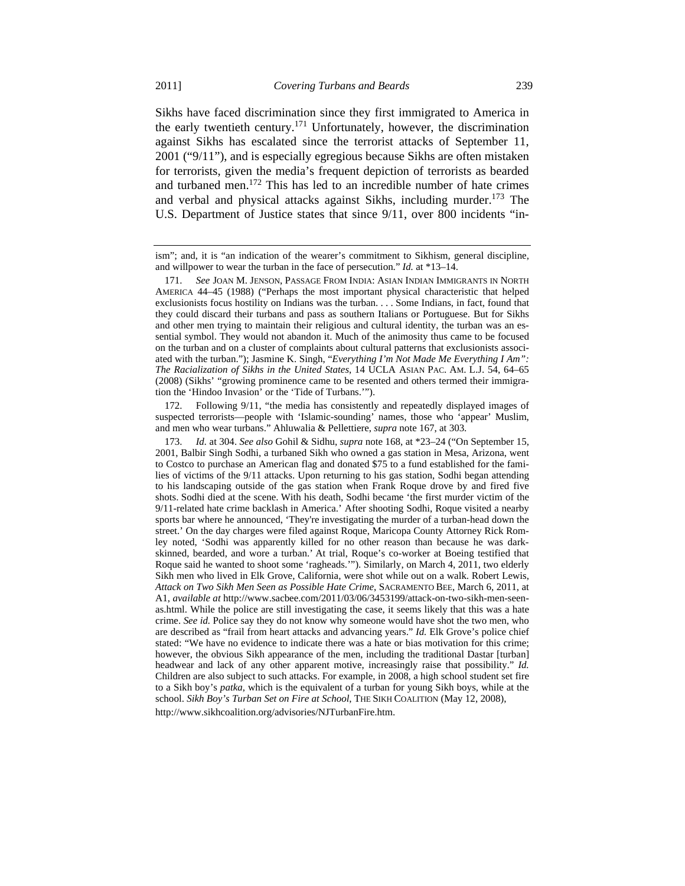Sikhs have faced discrimination since they first immigrated to America in the early twentieth century.[171] Unfortunately, however, the discrimination against Sikhs has escalated since the terrorist attacks of September 11, 2001 ("9/11"), and is especially egregious because Sikhs are often mistaken for terrorists, given the media's frequent depiction of terrorists as bearded and turbaned men.[172] This has led to an incredible number of hate crimes and verbal and physical attacks against Sikhs, including murder.[173] The U.S. Department of Justice states that since 9/11, over 800 incidents "in-

---

ism"; and, it is "an indication of the wearer's commitment to Sikhism, general discipline, and willpower to wear the turban in the face of persecution." *Id.* at *13–14.

171. *See* JOAN M. JENSON, PASSAGE FROM INDIA: ASIAN INDIAN IMMIGRANTS IN NORTH AMERICA 44–45 (1988) ("Perhaps the most important physical characteristic that helped exclusionists focus hostility on Indians was the turban. . . . Some Indians, in fact, found that they could discard their turbans and pass as southern Italians or Portuguese. But for Sikhs and other men trying to maintain their religious and cultural identity, the turban was an essential symbol. They would not abandon it. Much of the animosity thus came to be focused on the turban and on a cluster of complaints about cultural patterns that exclusionists associated with the turban."); Jasmine K. Singh, "*Everything I'm Not Made Me Everything I Am": The Racialization of Sikhs in the United States*, 14 UCLA ASIAN PAC. AM. L.J. 54, 64–65 (2008) (Sikhs' "growing prominence came to be resented and others termed their immigration the 'Hindoo Invasion' or the 'Tide of Turbans.'").

172. Following 9/11, "the media has consistently and repeatedly displayed images of suspected terrorists—people with 'Islamic-sounding' names, those who 'appear' Muslim, and men who wear turbans." Ahluwalia & Pellettiere, *supra* note 167, at 303.

173. *Id.* at 304. *See also* Gohil & Sidhu, *supra* note 168, at *23–24 ("On September 15, 2001, Balbir Singh Sodhi, a turbaned Sikh who owned a gas station in Mesa, Arizona, went to Costco to purchase an American flag and donated $75 to a fund established for the families of victims of the 9/11 attacks. Upon returning to his gas station, Sodhi began attending to his landscaping outside of the gas station when Frank Roque drove by and fired five shots. Sodhi died at the scene. With his death, Sodhi became 'the first murder victim of the 9/11-related hate crime backlash in America.' After shooting Sodhi, Roque visited a nearby sports bar where he announced, 'They're investigating the murder of a turban-head down the street.' On the day charges were filed against Roque, Maricopa County Attorney Rick Romley noted, 'Sodhi was apparently killed for no other reason than because he was dark-skinned, bearded, and wore a turban.' At trial, Roque's co-worker at Boeing testified that Roque said he wanted to shoot some 'ragheads.'"). Similarly, on March 4, 2011, two elderly Sikh men who lived in Elk Grove, California, were shot while out on a walk. Robert Lewis, *Attack on Two Sikh Men Seen as Possible Hate Crime*, SACRAMENTO BEE, March 6, 2011, at A1, *available at* http://www.sacbee.com/2011/03/06/3453199/attack-on-two-sikh-men-seen-as.html. While the police are still investigating the case, it seems likely that this was a hate crime. *See id.* Police say they do not know why someone would have shot the two men, who are described as "frail from heart attacks and advancing years." *Id.* Elk Grove's police chief stated: "We have no evidence to indicate there was a hate or bias motivation for this crime; however, the obvious Sikh appearance of the men, including the traditional Dastar [turban] headwear and lack of any other apparent motive, increasingly raise that possibility." *Id.* Children are also subject to such attacks. For example, in 2008, a high school student set fire to a Sikh boy's *patka*, which is the equivalent of a turban for young Sikh boys, while at the school. *Sikh Boy's Turban Set on Fire at School*, THE SIKH COALITION (May 12, 2008), http://www.sikhcoalition.org/advisories/NJTurbanFire.htm.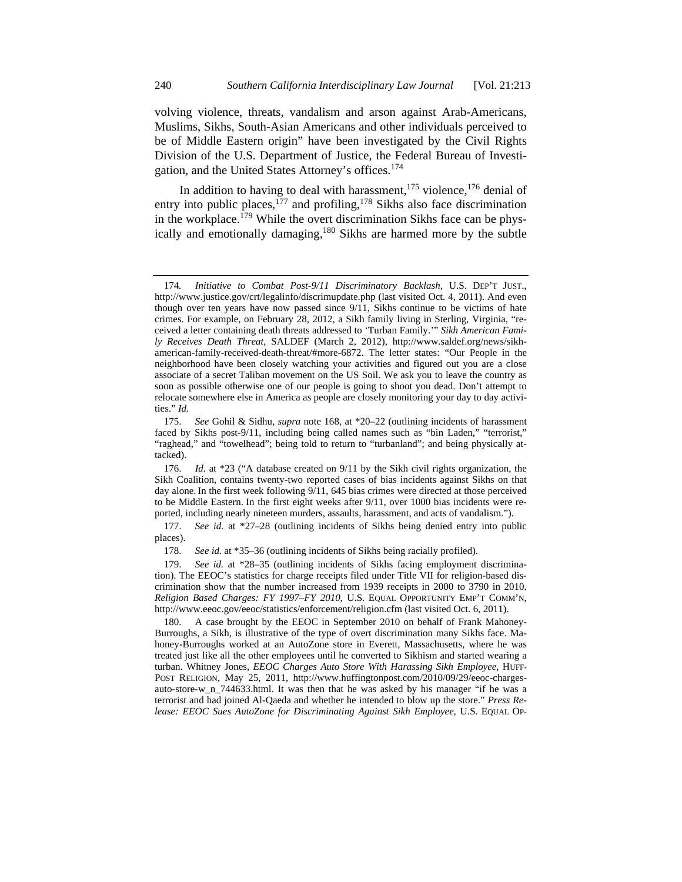volving violence, threats, vandalism and arson against Arab-Americans, Muslims, Sikhs, South-Asian Americans and other individuals perceived to be of Middle Eastern origin" have been investigated by the Civil Rights Division of the U.S. Department of Justice, the Federal Bureau of Investigation, and the United States Attorney's offices.[174]

In addition to having to deal with harassment,[175] violence,[176] denial of entry into public places,[177] and profiling,[178] Sikhs also face discrimination in the workplace.[179] While the overt discrimination Sikhs face can be physically and emotionally damaging,[180] Sikhs are harmed more by the subtle

---

174. *Initiative to Combat Post-9/11 Discriminatory Backlash*, U.S. DEP'T JUST., http://www.justice.gov/crt/legalinfo/discrimupdate.php (last visited Oct. 4, 2011). And even though over ten years have now passed since 9/11, Sikhs continue to be victims of hate crimes. For example, on February 28, 2012, a Sikh family living in Sterling, Virginia, "received a letter containing death threats addressed to 'Turban Family.'" *Sikh American Family Receives Death Threat*, SALDEF (March 2, 2012), http://www.saldef.org/news/sikh-american-family-received-death-threat/#more-6872. The letter states: "Our People in the neighborhood have been closely watching your activities and figured out you are a close associate of a secret Taliban movement on the US Soil. We ask you to leave the country as soon as possible otherwise one of our people is going to shoot you dead. Don't attempt to relocate somewhere else in America as people are closely monitoring your day to day activities." *Id.*

175. *See* Gohil & Sidhu, *supra* note 168, at *20–22 (outlining incidents of harassment faced by Sikhs post-9/11, including being called names such as "bin Laden," "terrorist," "raghead," and "towelhead"; being told to return to "turbanland"; and being physically attacked).

176. *Id.* at *23 ("A database created on 9/11 by the Sikh civil rights organization, the Sikh Coalition, contains twenty-two reported cases of bias incidents against Sikhs on that day alone. In the first week following 9/11, 645 bias crimes were directed at those perceived to be Middle Eastern. In the first eight weeks after 9/11, over 1000 bias incidents were reported, including nearly nineteen murders, assaults, harassment, and acts of vandalism.").

177. *See id.* at *27–28 (outlining incidents of Sikhs being denied entry into public places).

178. *See id.* at *35–36 (outlining incidents of Sikhs being racially profiled).

179. *See id.* at *28–35 (outlining incidents of Sikhs facing employment discrimination). The EEOC's statistics for charge receipts filed under Title VII for religion-based discrimination show that the number increased from 1939 receipts in 2000 to 3790 in 2010. *Religion Based Charges: FY 1997–FY 2010*, U.S. EQUAL OPPORTUNITY EMP'T COMM'N, http://www.eeoc.gov/eeoc/statistics/enforcement/religion.cfm (last visited Oct. 6, 2011).

180. A case brought by the EEOC in September 2010 on behalf of Frank Mahoney-Burroughs, a Sikh, is illustrative of the type of overt discrimination many Sikhs face. Mahoney-Burroughs worked at an AutoZone store in Everett, Massachusetts, where he was treated just like all the other employees until he converted to Sikhism and started wearing a turban. Whitney Jones, *EEOC Charges Auto Store With Harassing Sikh Employee*, HUFFPOST RELIGION, May 25, 2011, http://www.huffingtonpost.com/2010/09/29/eeoc-charges-auto-store-w_n_744633.html. It was then that he was asked by his manager "if he was a terrorist and had joined Al-Qaeda and whether he intended to blow up the store." *Press Release: EEOC Sues AutoZone for Discriminating Against Sikh Employee*, U.S. EQUAL OP-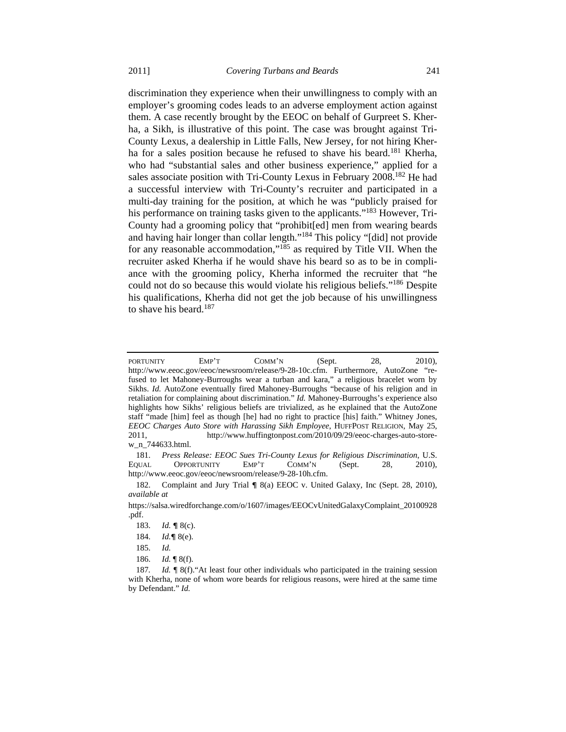discrimination they experience when their unwillingness to comply with an employer's grooming codes leads to an adverse employment action against them. A case recently brought by the EEOC on behalf of Gurpreet S. Kherha, a Sikh, is illustrative of this point. The case was brought against Tri-County Lexus, a dealership in Little Falls, New Jersey, for not hiring Kherha for a sales position because he refused to shave his beard.[181] Kherha, who had "substantial sales and other business experience," applied for a sales associate position with Tri-County Lexus in February 2008.[182] He had a successful interview with Tri-County's recruiter and participated in a multi-day training for the position, at which he was "publicly praised for his performance on training tasks given to the applicants."[183] However, Tri-County had a grooming policy that "prohibit[ed] men from wearing beards and having hair longer than collar length."[184] This policy "[did] not provide for any reasonable accommodation,"[185] as required by Title VII. When the recruiter asked Kherha if he would shave his beard so as to be in compliance with the grooming policy, Kherha informed the recruiter that "he could not do so because this would violate his religious beliefs."[186] Despite his qualifications, Kherha did not get the job because of his unwillingness to shave his beard.[187]

---

PORTUNITY EMP'T COMM'N (Sept. 28, 2010), http://www.eeoc.gov/eeoc/newsroom/release/9-28-10c.cfm. Furthermore, AutoZone "refused to let Mahoney-Burroughs wear a turban and kara," a religious bracelet worn by Sikhs. *Id.* AutoZone eventually fired Mahoney-Burroughs "because of his religion and in retaliation for complaining about discrimination." *Id.* Mahoney-Burroughs's experience also highlights how Sikhs' religious beliefs are trivialized, as he explained that the AutoZone staff "made [him] feel as though [he] had no right to practice [his] faith." Whitney Jones, *EEOC Charges Auto Store with Harassing Sikh Employee*, HUFFPOST RELIGION, May 25, 2011, http://www.huffingtonpost.com/2010/09/29/eeoc-charges-auto-store-w_n_744633.html.

181. *Press Release: EEOC Sues Tri-County Lexus for Religious Discrimination*, U.S. EQUAL OPPORTUNITY EMP'T COMM'N (Sept. 28, 2010), http://www.eeoc.gov/eeoc/newsroom/release/9-28-10h.cfm.

182. Complaint and Jury Trial ¶ 8(a) EEOC v. United Galaxy, Inc (Sept. 28, 2010), *available at* https://salsa.wiredforchange.com/o/1607/images/EEOCvUnitedGalaxyComplaint_20100928.pdf.

183. *Id.* ¶ 8(c).

184. *Id.*¶ 8(e).

185. *Id.*

186. *Id.* ¶ 8(f).

187. *Id.* ¶ 8(f)."At least four other individuals who participated in the training session with Kherha, none of whom wore beards for religious reasons, were hired at the same time by Defendant." *Id.*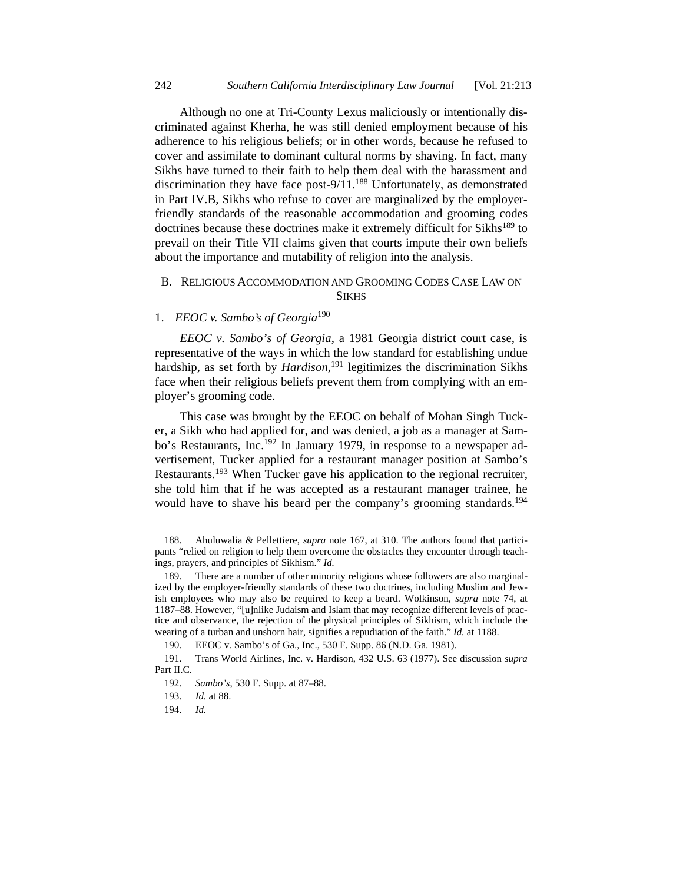Although no one at Tri-County Lexus maliciously or intentionally discriminated against Kherha, he was still denied employment because of his adherence to his religious beliefs; or in other words, because he refused to cover and assimilate to dominant cultural norms by shaving. In fact, many Sikhs have turned to their faith to help them deal with the harassment and discrimination they have face post-9/11.[188] Unfortunately, as demonstrated in Part IV.B, Sikhs who refuse to cover are marginalized by the employer-friendly standards of the reasonable accommodation and grooming codes doctrines because these doctrines make it extremely difficult for Sikhs[189] to prevail on their Title VII claims given that courts impute their own beliefs about the importance and mutability of religion into the analysis.

## B. Religious Accommodation and Grooming Codes Case Law on Sikhs

### 1. *EEOC v. Sambo's of Georgia*[190]

*EEOC v. Sambo's of Georgia*, a 1981 Georgia district court case, is representative of the ways in which the low standard for establishing undue hardship, as set forth by *Hardison*,[191] legitimizes the discrimination Sikhs face when their religious beliefs prevent them from complying with an employer's grooming code.

This case was brought by the EEOC on behalf of Mohan Singh Tucker, a Sikh who had applied for, and was denied, a job as a manager at Sambo's Restaurants, Inc.[192] In January 1979, in response to a newspaper advertisement, Tucker applied for a restaurant manager position at Sambo's Restaurants.[193] When Tucker gave his application to the regional recruiter, she told him that if he was accepted as a restaurant manager trainee, he would have to shave his beard per the company's grooming standards.[194]

---

188. Ahuluwalia & Pellettiere, *supra* note 167, at 310. The authors found that participants "relied on religion to help them overcome the obstacles they encounter through teachings, prayers, and principles of Sikhism." *Id.*

189. There are a number of other minority religions whose followers are also marginalized by the employer-friendly standards of these two doctrines, including Muslim and Jewish employees who may also be required to keep a beard. Wolkinson, *supra* note 74, at 1187–88. However, "[u]nlike Judaism and Islam that may recognize different levels of practice and observance, the rejection of the physical principles of Sikhism, which include the wearing of a turban and unshorn hair, signifies a repudiation of the faith." *Id.* at 1188.

190. EEOC v. Sambo's of Ga., Inc., 530 F. Supp. 86 (N.D. Ga. 1981).

191. Trans World Airlines, Inc. v. Hardison, 432 U.S. 63 (1977). See discussion *supra* Part II.C.

192. *Sambo's*, 530 F. Supp. at 87–88.

193. *Id.* at 88.

194. *Id.*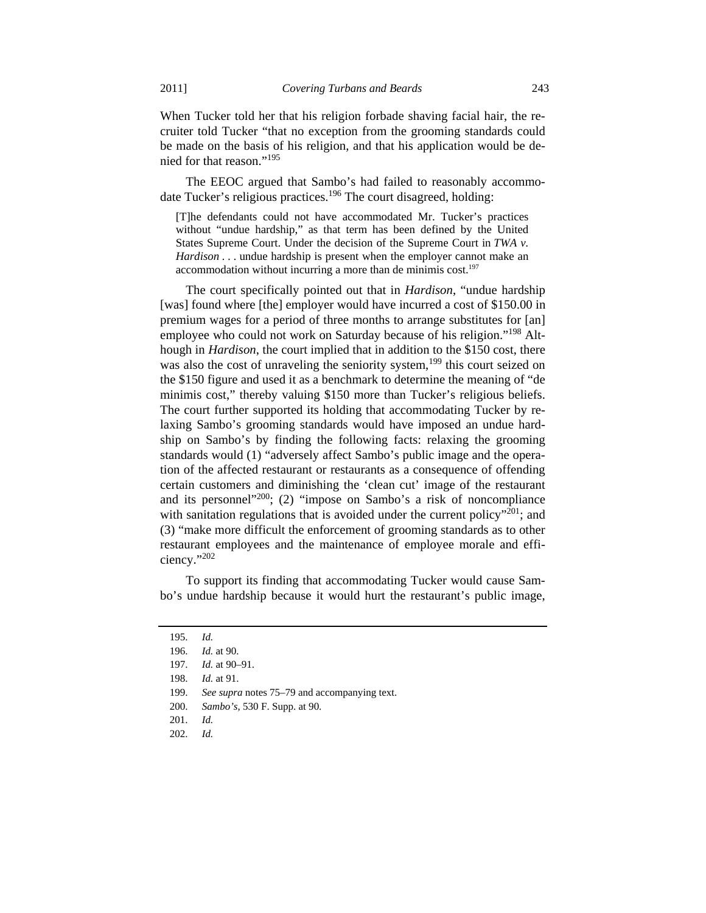When Tucker told her that his religion forbade shaving facial hair, the recruiter told Tucker "that no exception from the grooming standards could be made on the basis of his religion, and that his application would be denied for that reason."[195]

The EEOC argued that Sambo's had failed to reasonably accommodate Tucker's religious practices.[196] The court disagreed, holding:

> [T]he defendants could not have accommodated Mr. Tucker's practices without "undue hardship," as that term has been defined by the United States Supreme Court. Under the decision of the Supreme Court in *TWA v. Hardison* . . . undue hardship is present when the employer cannot make an accommodation without incurring a more than de minimis cost.[197]

The court specifically pointed out that in *Hardison*, "undue hardship [was] found where [the] employer would have incurred a cost of $150.00 in premium wages for a period of three months to arrange substitutes for [an] employee who could not work on Saturday because of his religion."[198] Although in *Hardison*, the court implied that in addition to the $150 cost, there was also the cost of unraveling the seniority system,[199] this court seized on the $150 figure and used it as a benchmark to determine the meaning of "de minimis cost," thereby valuing $150 more than Tucker's religious beliefs. The court further supported its holding that accommodating Tucker by relaxing Sambo's grooming standards would have imposed an undue hardship on Sambo's by finding the following facts: relaxing the grooming standards would (1) "adversely affect Sambo's public image and the operation of the affected restaurant or restaurants as a consequence of offending certain customers and diminishing the 'clean cut' image of the restaurant and its personnel"[200]; (2) "impose on Sambo's a risk of noncompliance with sanitation regulations that is avoided under the current policy"[201]; and (3) "make more difficult the enforcement of grooming standards as to other restaurant employees and the maintenance of employee morale and efficiency."[202]

To support its finding that accommodating Tucker would cause Sambo's undue hardship because it would hurt the restaurant's public image,

---

195. *Id.*
196. *Id.* at 90.
197. *Id.* at 90–91.
198. *Id.* at 91.
199. *See supra* notes 75–79 and accompanying text.
200. *Sambo's*, 530 F. Supp. at 90.
201. *Id.*
202. *Id.*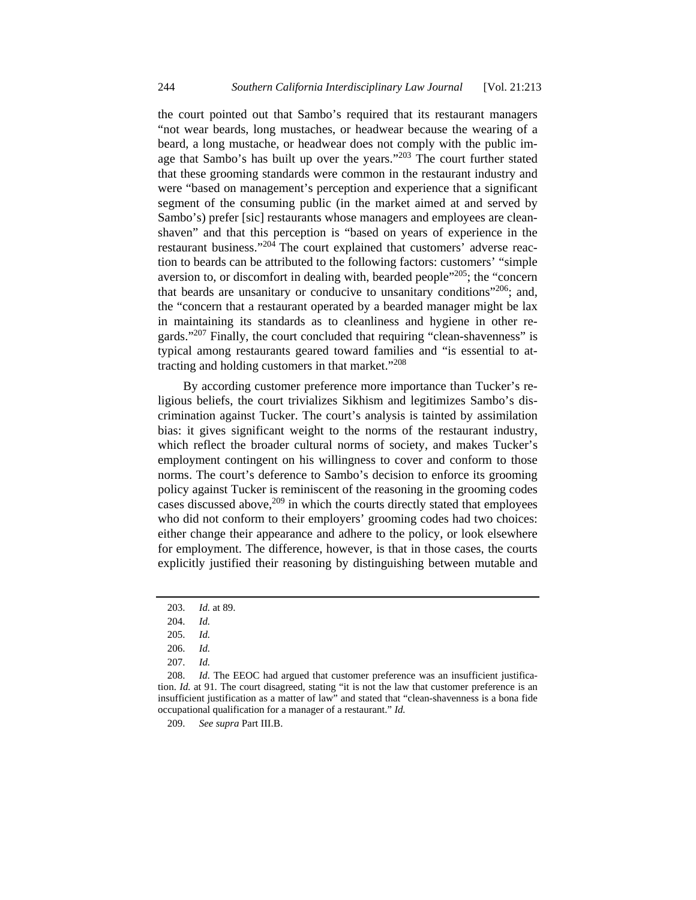the court pointed out that Sambo's required that its restaurant managers "not wear beards, long mustaches, or headwear because the wearing of a beard, a long mustache, or headwear does not comply with the public image that Sambo's has built up over the years."[203] The court further stated that these grooming standards were common in the restaurant industry and were "based on management's perception and experience that a significant segment of the consuming public (in the market aimed at and served by Sambo's) prefer [sic] restaurants whose managers and employees are clean-shaven" and that this perception is "based on years of experience in the restaurant business."[204] The court explained that customers' adverse reaction to beards can be attributed to the following factors: customers' "simple aversion to, or discomfort in dealing with, bearded people"[205]; the "concern that beards are unsanitary or conducive to unsanitary conditions"[206]; and, the "concern that a restaurant operated by a bearded manager might be lax in maintaining its standards as to cleanliness and hygiene in other regards."[207] Finally, the court concluded that requiring "clean-shavenness" is typical among restaurants geared toward families and "is essential to attracting and holding customers in that market."[208]

By according customer preference more importance than Tucker's religious beliefs, the court trivializes Sikhism and legitimizes Sambo's discrimination against Tucker. The court's analysis is tainted by assimilation bias: it gives significant weight to the norms of the restaurant industry, which reflect the broader cultural norms of society, and makes Tucker's employment contingent on his willingness to cover and conform to those norms. The court's deference to Sambo's decision to enforce its grooming policy against Tucker is reminiscent of the reasoning in the grooming codes cases discussed above,[209] in which the courts directly stated that employees who did not conform to their employers' grooming codes had two choices: either change their appearance and adhere to the policy, or look elsewhere for employment. The difference, however, is that in those cases, the courts explicitly justified their reasoning by distinguishing between mutable and

---

203. *Id.* at 89.

204. *Id.*

205. *Id.*

206. *Id.*

207. *Id.*

208. *Id*. The EEOC had argued that customer preference was an insufficient justification. *Id.* at 91. The court disagreed, stating "it is not the law that customer preference is an insufficient justification as a matter of law" and stated that "clean-shavenness is a bona fide occupational qualification for a manager of a restaurant." *Id.*

209. *See supra* Part III.B.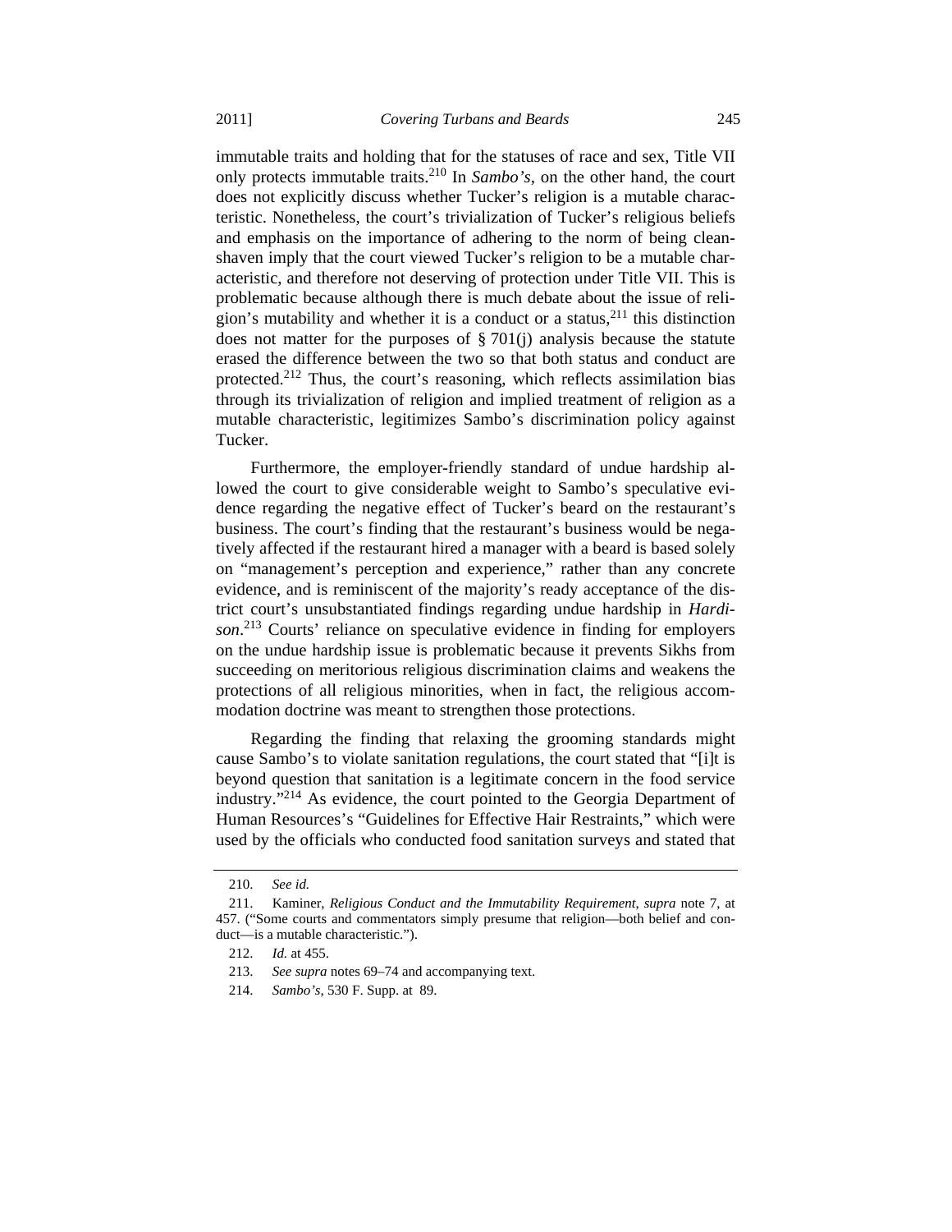immutable traits and holding that for the statuses of race and sex, Title VII only protects immutable traits.[210] In *Sambo's*, on the other hand, the court does not explicitly discuss whether Tucker's religion is a mutable characteristic. Nonetheless, the court's trivialization of Tucker's religious beliefs and emphasis on the importance of adhering to the norm of being clean-shaven imply that the court viewed Tucker's religion to be a mutable characteristic, and therefore not deserving of protection under Title VII. This is problematic because although there is much debate about the issue of religion's mutability and whether it is a conduct or a status,[211] this distinction does not matter for the purposes of § 701(j) analysis because the statute erased the difference between the two so that both status and conduct are protected.[212] Thus, the court's reasoning, which reflects assimilation bias through its trivialization of religion and implied treatment of religion as a mutable characteristic, legitimizes Sambo's discrimination policy against Tucker.

Furthermore, the employer-friendly standard of undue hardship allowed the court to give considerable weight to Sambo's speculative evidence regarding the negative effect of Tucker's beard on the restaurant's business. The court's finding that the restaurant's business would be negatively affected if the restaurant hired a manager with a beard is based solely on "management's perception and experience," rather than any concrete evidence, and is reminiscent of the majority's ready acceptance of the district court's unsubstantiated findings regarding undue hardship in *Hardison*.[213] Courts' reliance on speculative evidence in finding for employers on the undue hardship issue is problematic because it prevents Sikhs from succeeding on meritorious religious discrimination claims and weakens the protections of all religious minorities, when in fact, the religious accommodation doctrine was meant to strengthen those protections.

Regarding the finding that relaxing the grooming standards might cause Sambo's to violate sanitation regulations, the court stated that "[i]t is beyond question that sanitation is a legitimate concern in the food service industry."[214] As evidence, the court pointed to the Georgia Department of Human Resources's "Guidelines for Effective Hair Restraints," which were used by the officials who conducted food sanitation surveys and stated that

---

210. *See id.*

211. Kaminer, *Religious Conduct and the Immutability Requirement*, *supra* note 7, at 457. ("Some courts and commentators simply presume that religion—both belief and conduct—is a mutable characteristic.").

212. *Id.* at 455.

213. *See supra* notes 69–74 and accompanying text.

214. *Sambo's*, 530 F. Supp. at 89.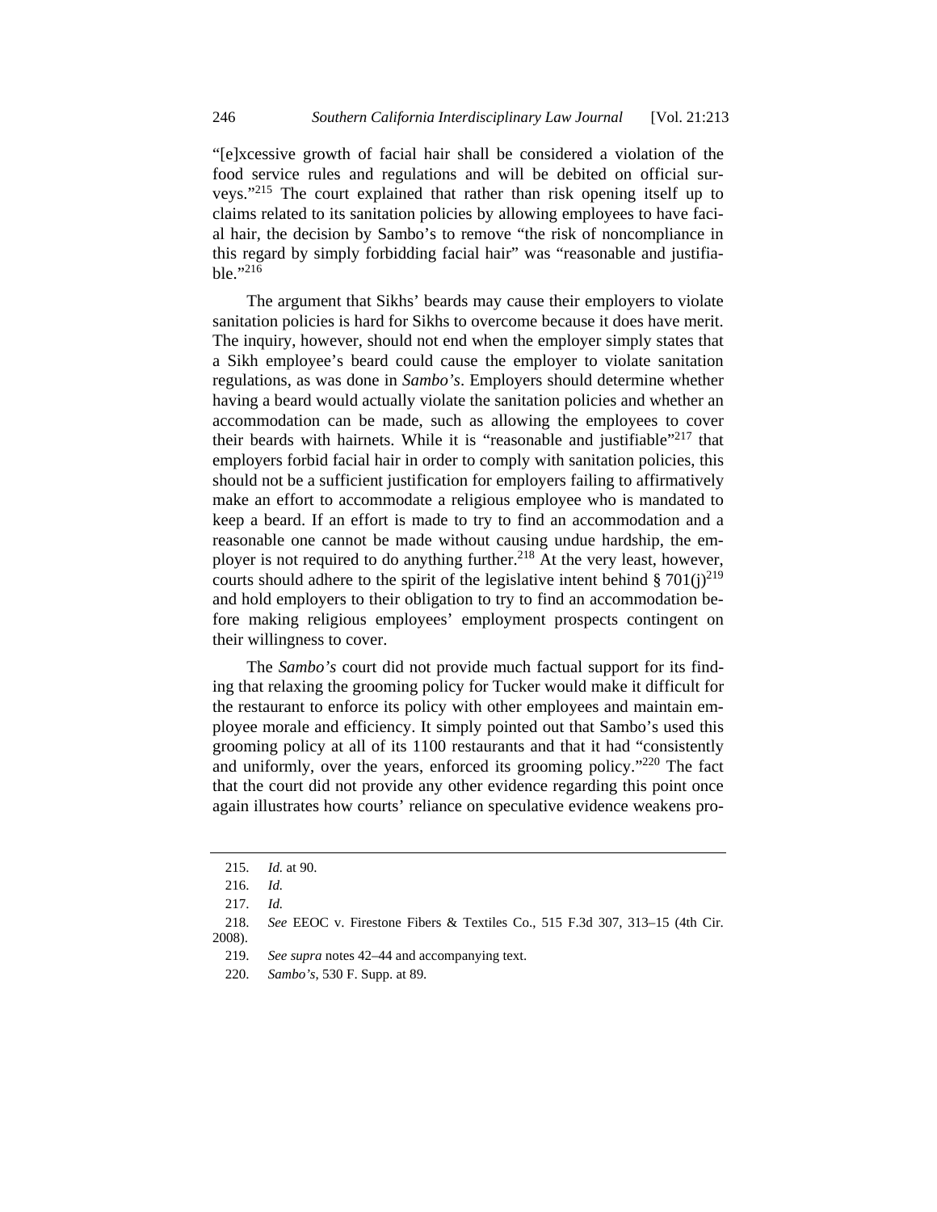"[e]xcessive growth of facial hair shall be considered a violation of the food service rules and regulations and will be debited on official surveys."[215] The court explained that rather than risk opening itself up to claims related to its sanitation policies by allowing employees to have facial hair, the decision by Sambo's to remove "the risk of noncompliance in this regard by simply forbidding facial hair" was "reasonable and justifiable."[216]

The argument that Sikhs' beards may cause their employers to violate sanitation policies is hard for Sikhs to overcome because it does have merit. The inquiry, however, should not end when the employer simply states that a Sikh employee's beard could cause the employer to violate sanitation regulations, as was done in *Sambo's*. Employers should determine whether having a beard would actually violate the sanitation policies and whether an accommodation can be made, such as allowing the employees to cover their beards with hairnets. While it is "reasonable and justifiable"[217] that employers forbid facial hair in order to comply with sanitation policies, this should not be a sufficient justification for employers failing to affirmatively make an effort to accommodate a religious employee who is mandated to keep a beard. If an effort is made to try to find an accommodation and a reasonable one cannot be made without causing undue hardship, the employer is not required to do anything further.[218] At the very least, however, courts should adhere to the spirit of the legislative intent behind § 701(j)[219] and hold employers to their obligation to try to find an accommodation before making religious employees' employment prospects contingent on their willingness to cover.

The *Sambo's* court did not provide much factual support for its finding that relaxing the grooming policy for Tucker would make it difficult for the restaurant to enforce its policy with other employees and maintain employee morale and efficiency. It simply pointed out that Sambo's used this grooming policy at all of its 1100 restaurants and that it had "consistently and uniformly, over the years, enforced its grooming policy."[220] The fact that the court did not provide any other evidence regarding this point once again illustrates how courts' reliance on speculative evidence weakens pro-

---

215. *Id.* at 90.

216. *Id.*

217. *Id.*

218. *See* EEOC v. Firestone Fibers & Textiles Co., 515 F.3d 307, 313–15 (4th Cir. 2008).

219. *See supra* notes 42–44 and accompanying text.

220. *Sambo's*, 530 F. Supp. at 89.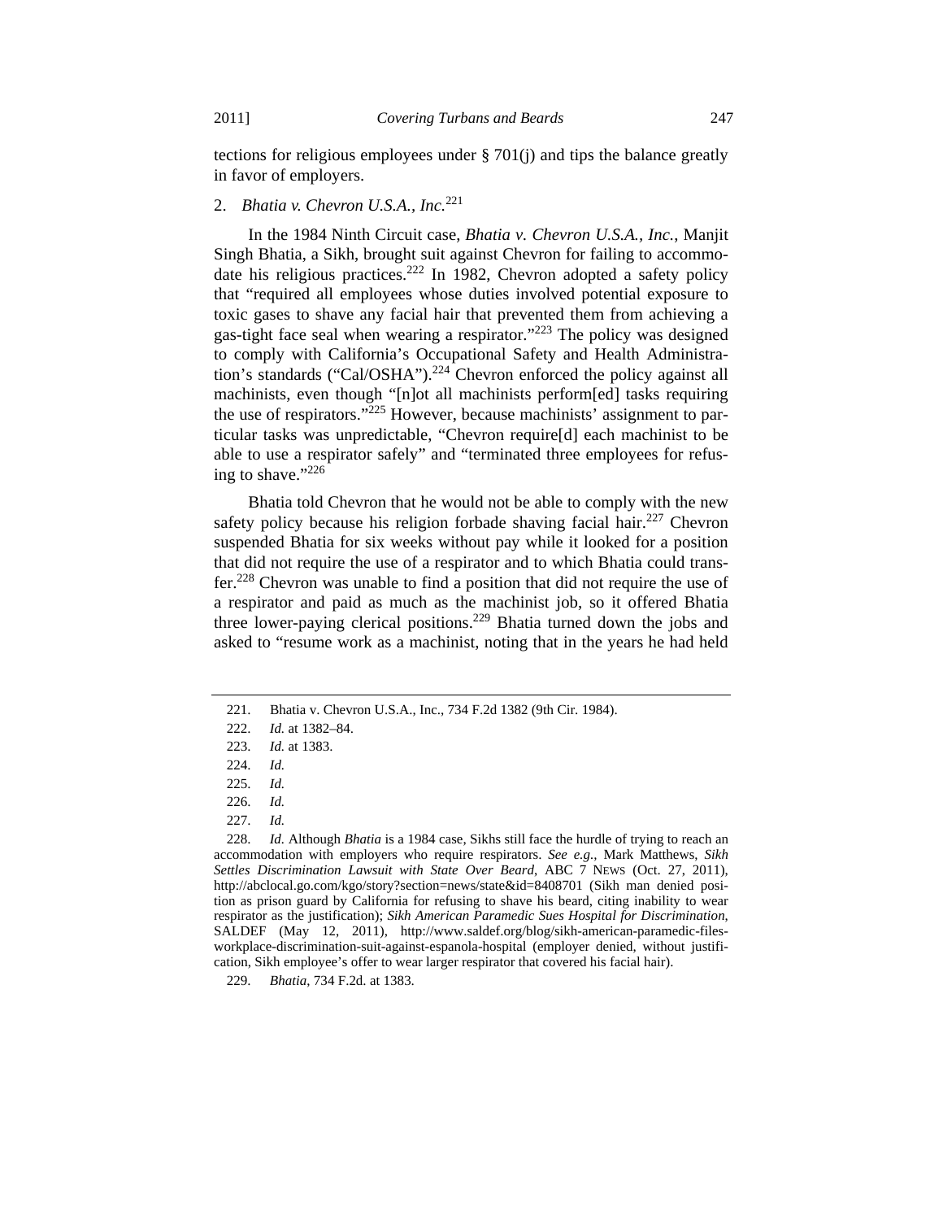tections for religious employees under § 701(j) and tips the balance greatly in favor of employers.

### 2. *Bhatia v. Chevron U.S.A., Inc.*[221]

In the 1984 Ninth Circuit case, *Bhatia v. Chevron U.S.A., Inc.*, Manjit Singh Bhatia, a Sikh, brought suit against Chevron for failing to accommodate his religious practices.[222] In 1982, Chevron adopted a safety policy that "required all employees whose duties involved potential exposure to toxic gases to shave any facial hair that prevented them from achieving a gas-tight face seal when wearing a respirator."[223] The policy was designed to comply with California's Occupational Safety and Health Administration's standards ("Cal/OSHA").[224] Chevron enforced the policy against all machinists, even though "[n]ot all machinists perform[ed] tasks requiring the use of respirators."[225] However, because machinists' assignment to particular tasks was unpredictable, "Chevron require[d] each machinist to be able to use a respirator safely" and "terminated three employees for refusing to shave."[226]

Bhatia told Chevron that he would not be able to comply with the new safety policy because his religion forbade shaving facial hair.[227] Chevron suspended Bhatia for six weeks without pay while it looked for a position that did not require the use of a respirator and to which Bhatia could transfer.[228] Chevron was unable to find a position that did not require the use of a respirator and paid as much as the machinist job, so it offered Bhatia three lower-paying clerical positions.[229] Bhatia turned down the jobs and asked to "resume work as a machinist, noting that in the years he had held

---

221. Bhatia v. Chevron U.S.A., Inc., 734 F.2d 1382 (9th Cir. 1984).

222. *Id.* at 1382–84.

223. *Id.* at 1383.

224. *Id.*

225. *Id.*

226. *Id.*

227. *Id.*

228. *Id.* Although *Bhatia* is a 1984 case, Sikhs still face the hurdle of trying to reach an accommodation with employers who require respirators. *See e.g.*, Mark Matthews, *Sikh Settles Discrimination Lawsuit with State Over Beard*, ABC 7 NEWS (Oct. 27, 2011), http://abclocal.go.com/kgo/story?section=news/state&id=8408701 (Sikh man denied position as prison guard by California for refusing to shave his beard, citing inability to wear respirator as the justification); *Sikh American Paramedic Sues Hospital for Discrimination*, SALDEF (May 12, 2011), http://www.saldef.org/blog/sikh-american-paramedic-files-workplace-discrimination-suit-against-espanola-hospital (employer denied, without justification, Sikh employee's offer to wear larger respirator that covered his facial hair).

229. *Bhatia*, 734 F.2d. at 1383.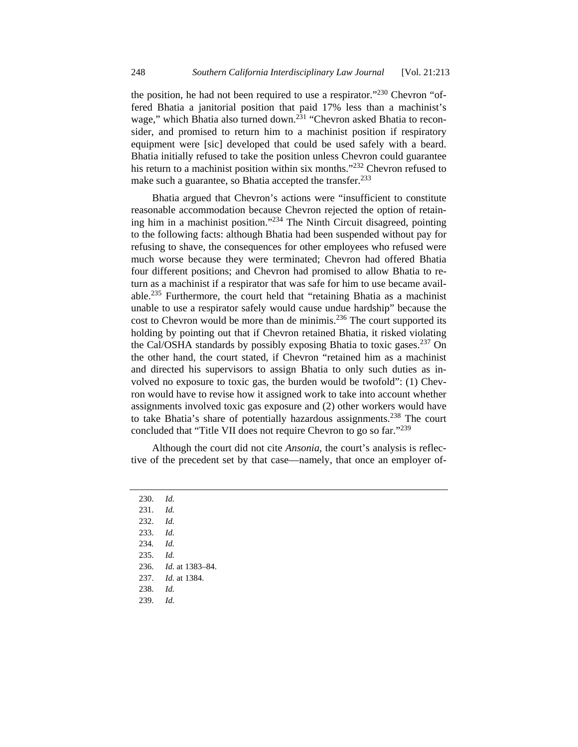the position, he had not been required to use a respirator."[230] Chevron "offered Bhatia a janitorial position that paid 17% less than a machinist's wage," which Bhatia also turned down.[231] "Chevron asked Bhatia to reconsider, and promised to return him to a machinist position if respiratory equipment were [sic] developed that could be used safely with a beard. Bhatia initially refused to take the position unless Chevron could guarantee his return to a machinist position within six months."[232] Chevron refused to make such a guarantee, so Bhatia accepted the transfer.[233]

Bhatia argued that Chevron's actions were "insufficient to constitute reasonable accommodation because Chevron rejected the option of retaining him in a machinist position."[234] The Ninth Circuit disagreed, pointing to the following facts: although Bhatia had been suspended without pay for refusing to shave, the consequences for other employees who refused were much worse because they were terminated; Chevron had offered Bhatia four different positions; and Chevron had promised to allow Bhatia to return as a machinist if a respirator that was safe for him to use became available.[235] Furthermore, the court held that "retaining Bhatia as a machinist unable to use a respirator safely would cause undue hardship" because the cost to Chevron would be more than de minimis.[236] The court supported its holding by pointing out that if Chevron retained Bhatia, it risked violating the Cal/OSHA standards by possibly exposing Bhatia to toxic gases.[237] On the other hand, the court stated, if Chevron "retained him as a machinist and directed his supervisors to assign Bhatia to only such duties as involved no exposure to toxic gas, the burden would be twofold": (1) Chevron would have to revise how it assigned work to take into account whether assignments involved toxic gas exposure and (2) other workers would have to take Bhatia's share of potentially hazardous assignments.[238] The court concluded that "Title VII does not require Chevron to go so far."[239]

Although the court did not cite *Ansonia*, the court's analysis is reflective of the precedent set by that case—namely, that once an employer of-

---

230. *Id.*
231. *Id.*
232. *Id.*
233. *Id.*
234. *Id.*
235. *Id.*
236. *Id.* at 1383–84.
237. *Id.* at 1384.
238. *Id.*
239. *Id.*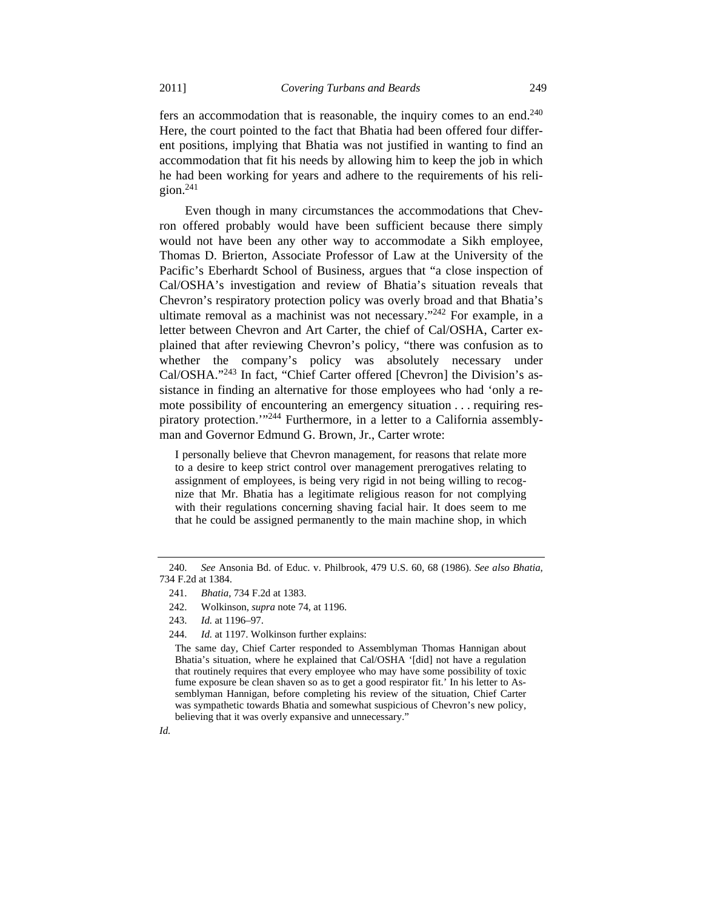fers an accommodation that is reasonable, the inquiry comes to an end.[240] Here, the court pointed to the fact that Bhatia had been offered four different positions, implying that Bhatia was not justified in wanting to find an accommodation that fit his needs by allowing him to keep the job in which he had been working for years and adhere to the requirements of his religion.[241]

Even though in many circumstances the accommodations that Chevron offered probably would have been sufficient because there simply would not have been any other way to accommodate a Sikh employee, Thomas D. Brierton, Associate Professor of Law at the University of the Pacific's Eberhardt School of Business, argues that "a close inspection of Cal/OSHA's investigation and review of Bhatia's situation reveals that Chevron's respiratory protection policy was overly broad and that Bhatia's ultimate removal as a machinist was not necessary."[242] For example, in a letter between Chevron and Art Carter, the chief of Cal/OSHA, Carter explained that after reviewing Chevron's policy, "there was confusion as to whether the company's policy was absolutely necessary under Cal/OSHA."[243] In fact, "Chief Carter offered [Chevron] the Division's assistance in finding an alternative for those employees who had 'only a remote possibility of encountering an emergency situation . . . requiring respiratory protection.'"[244] Furthermore, in a letter to a California assemblyman and Governor Edmund G. Brown, Jr., Carter wrote:

> I personally believe that Chevron management, for reasons that relate more to a desire to keep strict control over management prerogatives relating to assignment of employees, is being very rigid in not being willing to recognize that Mr. Bhatia has a legitimate religious reason for not complying with their regulations concerning shaving facial hair. It does seem to me that he could be assigned permanently to the main machine shop, in which

---

240. *See* Ansonia Bd. of Educ. v. Philbrook, 479 U.S. 60, 68 (1986). *See also Bhatia*, 734 F.2d at 1384.

241. *Bhatia*, 734 F.2d at 1383.

242. Wolkinson, *supra* note 74, at 1196.

243. *Id.* at 1196–97.

244. *Id.* at 1197. Wolkinson further explains:

> The same day, Chief Carter responded to Assemblyman Thomas Hannigan about Bhatia's situation, where he explained that Cal/OSHA '[did] not have a regulation that routinely requires that every employee who may have some possibility of toxic fume exposure be clean shaven so as to get a good respirator fit.' In his letter to Assemblyman Hannigan, before completing his review of the situation, Chief Carter was sympathetic towards Bhatia and somewhat suspicious of Chevron's new policy, believing that it was overly expansive and unnecessary."

*Id.*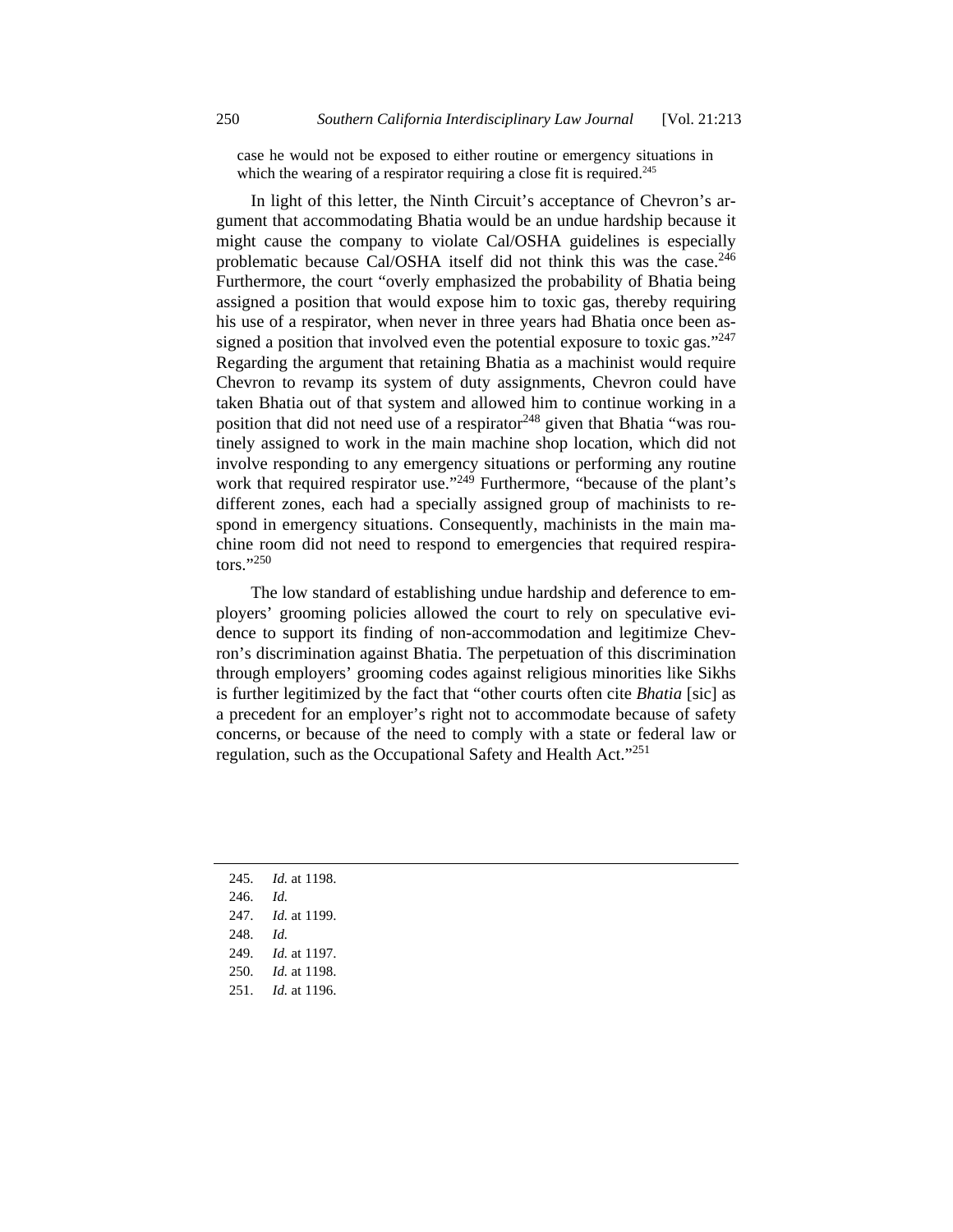> case he would not be exposed to either routine or emergency situations in which the wearing of a respirator requiring a close fit is required.[245]

In light of this letter, the Ninth Circuit's acceptance of Chevron's argument that accommodating Bhatia would be an undue hardship because it might cause the company to violate Cal/OSHA guidelines is especially problematic because Cal/OSHA itself did not think this was the case.[246] Furthermore, the court "overly emphasized the probability of Bhatia being assigned a position that would expose him to toxic gas, thereby requiring his use of a respirator, when never in three years had Bhatia once been assigned a position that involved even the potential exposure to toxic gas."[247] Regarding the argument that retaining Bhatia as a machinist would require Chevron to revamp its system of duty assignments, Chevron could have taken Bhatia out of that system and allowed him to continue working in a position that did not need use of a respirator[248] given that Bhatia "was routinely assigned to work in the main machine shop location, which did not involve responding to any emergency situations or performing any routine work that required respirator use."[249] Furthermore, "because of the plant's different zones, each had a specially assigned group of machinists to respond in emergency situations. Consequently, machinists in the main machine room did not need to respond to emergencies that required respirators."[250]

The low standard of establishing undue hardship and deference to employers' grooming policies allowed the court to rely on speculative evidence to support its finding of non-accommodation and legitimize Chevron's discrimination against Bhatia. The perpetuation of this discrimination through employers' grooming codes against religious minorities like Sikhs is further legitimized by the fact that "other courts often cite *Bhatia* [sic] as a precedent for an employer's right not to accommodate because of safety concerns, or because of the need to comply with a state or federal law or regulation, such as the Occupational Safety and Health Act."[251]

---

245. *Id.* at 1198.
246. *Id.*
247. *Id.* at 1199.
248. *Id.*
249. *Id.* at 1197.
250. *Id.* at 1198.
251. *Id.* at 1196.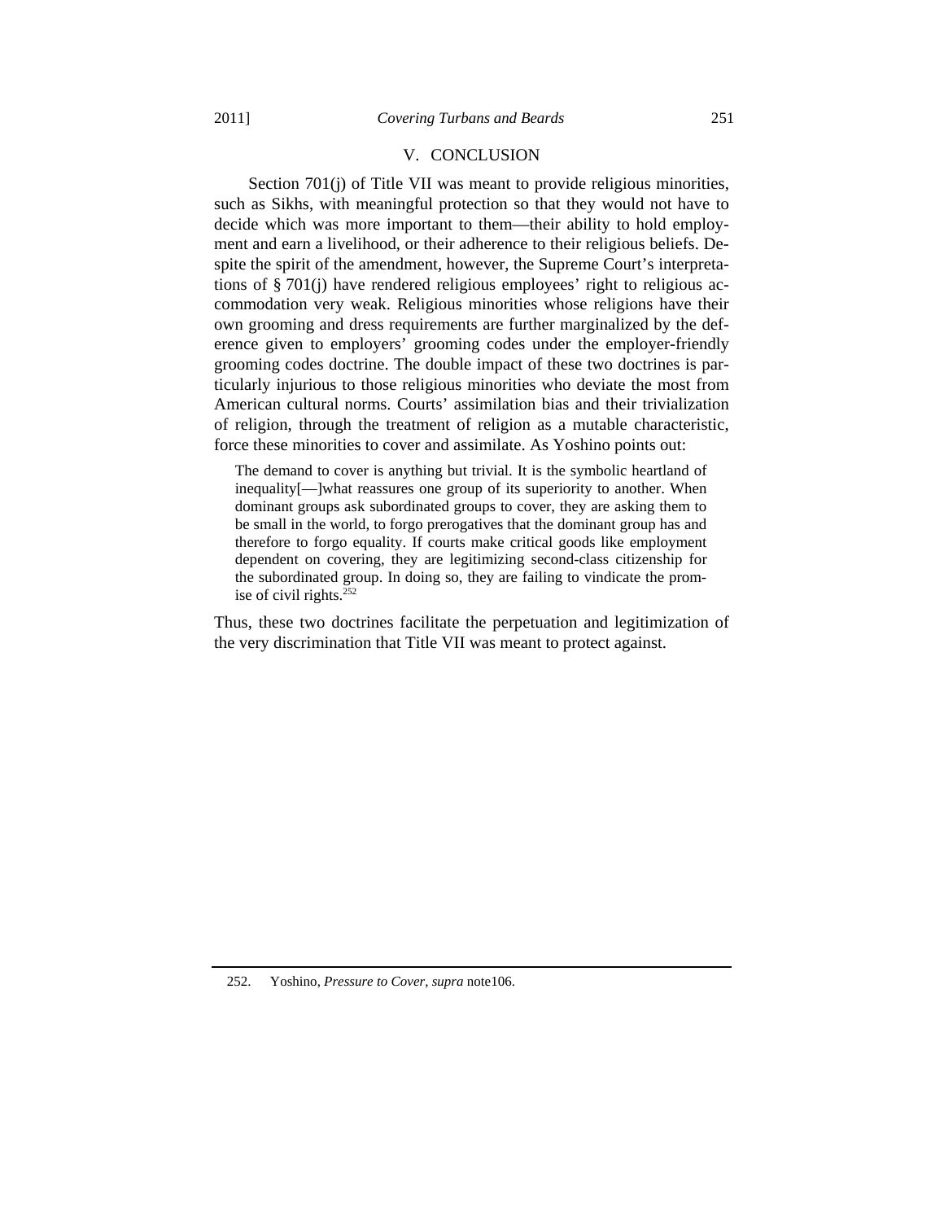## V. CONCLUSION

Section 701(j) of Title VII was meant to provide religious minorities, such as Sikhs, with meaningful protection so that they would not have to decide which was more important to them—their ability to hold employment and earn a livelihood, or their adherence to their religious beliefs. Despite the spirit of the amendment, however, the Supreme Court's interpretations of § 701(j) have rendered religious employees' right to religious accommodation very weak. Religious minorities whose religions have their own grooming and dress requirements are further marginalized by the deference given to employers' grooming codes under the employer-friendly grooming codes doctrine. The double impact of these two doctrines is particularly injurious to those religious minorities who deviate the most from American cultural norms. Courts' assimilation bias and their trivialization of religion, through the treatment of religion as a mutable characteristic, force these minorities to cover and assimilate. As Yoshino points out:

> The demand to cover is anything but trivial. It is the symbolic heartland of inequality[—]what reassures one group of its superiority to another. When dominant groups ask subordinated groups to cover, they are asking them to be small in the world, to forgo prerogatives that the dominant group has and therefore to forgo equality. If courts make critical goods like employment dependent on covering, they are legitimizing second-class citizenship for the subordinated group. In doing so, they are failing to vindicate the promise of civil rights.[252]

Thus, these two doctrines facilitate the perpetuation and legitimization of the very discrimination that Title VII was meant to protect against.

252. Yoshino, *Pressure to Cover*, *supra* note106.